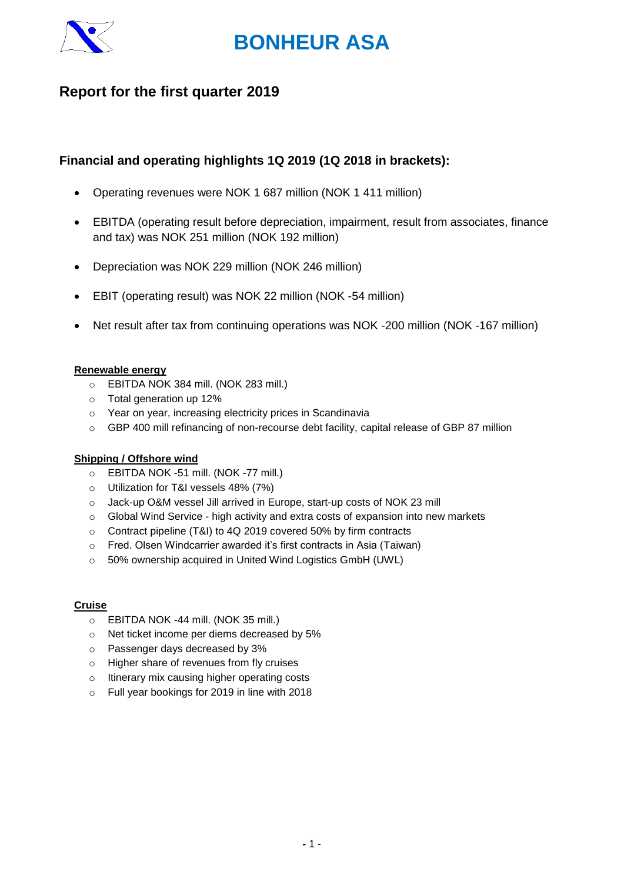# BONHEUR ASA

## Report for the first quarter 2019

### Financial and operating highlights 1Q 2019 (1Q 2018 in brackets):

- Operating revenues were NOK 1 687 million (NOK 1 411 million)
- EBITDA (operating result before depreciation, impairment, result from associates, finance and tax) was NOK 251 million (NOK 192 million)
- Depreciation was NOK 229 million (NOK 246 million)
- EBIT (operating result) was NOK 22 million (NOK -54 million)
- Net result after tax from continuing operations was NOK -200 million (NOK -167 million)

**Renewable energy**

- EBITDA NOK 384 mill. (NOK 283 mill.)
- Total generation up 12%
- Year on year, increasing electricity prices in Scandinavia
- GBP 400 mill refinancing of non-recourse debt facility, capital release of GBP 87 million

**Shipping / Offshore wind**

- EBITDA NOK -51 mill. (NOK -77 mill.)
- Utilization for T&I vessels 48% (7%)
- Jack-up O&M vessel Jill arrived in Europe, start-up costs of NOK 23 mill
- Global Wind Service - high activity and extra costs of expansion into new markets
- Contract pipeline (T&I) to 4Q 2019 covered 50% by firm contracts
- Fred. Olsen Windcarrier awarded it's first contracts in Asia (Taiwan)
- 50% ownership acquired in United Wind Logistics GmbH (UWL)

**Cruise**

- EBITDA NOK -44 mill. (NOK 35 mill.)
- Net ticket income per diems decreased by 5%
- Passenger days decreased by 3%
- Higher share of revenues from fly cruises
- Itinerary mix causing higher operating costs
- Full year bookings for 2019 in line with 2018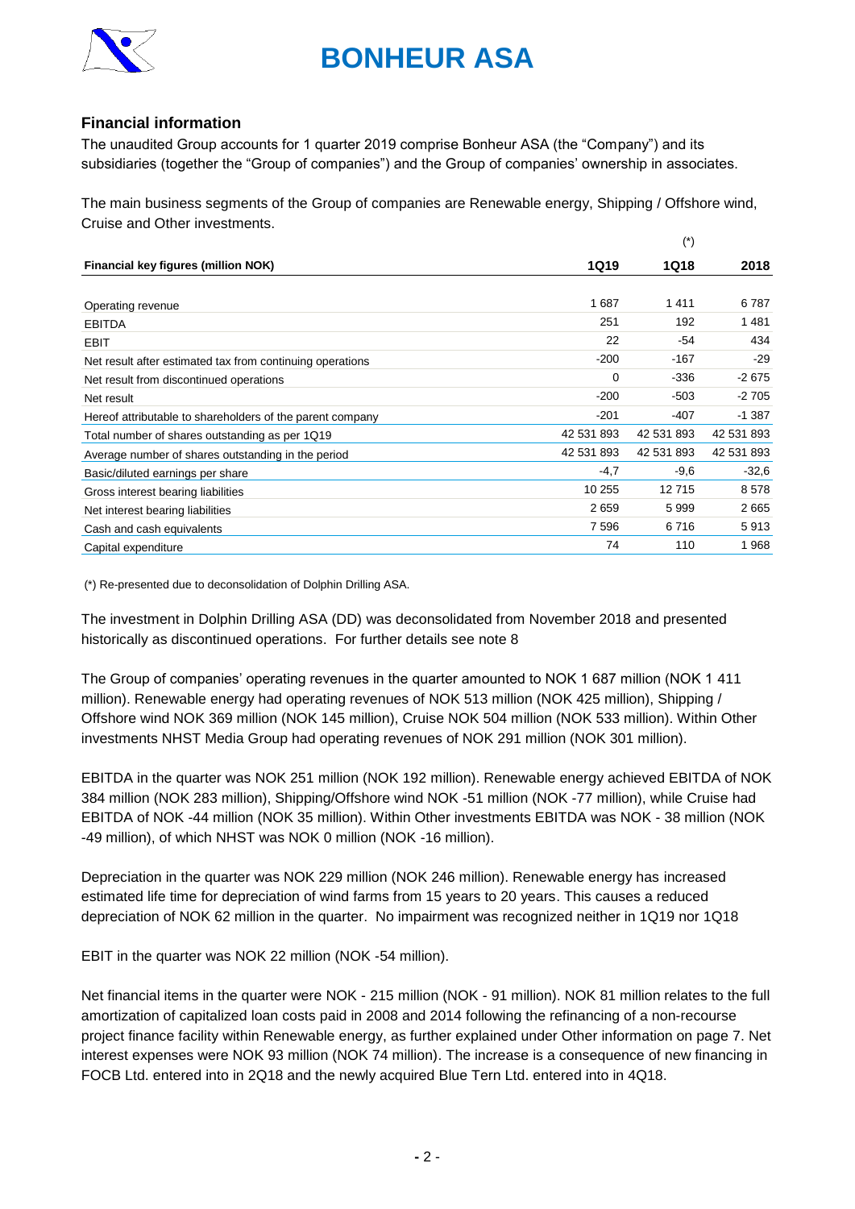## Financial information

The unaudited Group accounts for 1 quarter 2019 comprise Bonheur ASA (the "Company") and its subsidiaries (together the "Group of companies") and the Group of companies' ownership in associates.

The main business segments of the Group of companies are Renewable energy, Shipping / Offshore wind, Cruise and Other investments.

| Financial key figures (million NOK) | 1Q19 | 1Q18 (*) | 2018 |
|---|---|---|---|
| Operating revenue | 1 687 | 1 411 | 6 787 |
| EBITDA | 251 | 192 | 1 481 |
| EBIT | 22 | -54 | 434 |
| Net result after estimated tax from continuing operations | -200 | -167 | -29 |
| Net result from discontinued operations | 0 | -336 | -2 675 |
| Net result | -200 | -503 | -2 705 |
| Hereof attributable to shareholders of the parent company | -201 | -407 | -1 387 |
| Total number of shares outstanding as per 1Q19 | 42 531 893 | 42 531 893 | 42 531 893 |
| Average number of shares outstanding in the period | 42 531 893 | 42 531 893 | 42 531 893 |
| Basic/diluted earnings per share | -4,7 | -9,6 | -32,6 |
| Gross interest bearing liabilities | 10 255 | 12 715 | 8 578 |
| Net interest bearing liabilities | 2 659 | 5 999 | 2 665 |
| Cash and cash equivalents | 7 596 | 6 716 | 5 913 |
| Capital expenditure | 74 | 110 | 1 968 |

(*) Re-presented due to deconsolidation of Dolphin Drilling ASA.

The investment in Dolphin Drilling ASA (DD) was deconsolidated from November 2018 and presented historically as discontinued operations. For further details see note 8

The Group of companies' operating revenues in the quarter amounted to NOK 1 687 million (NOK 1 411 million). Renewable energy had operating revenues of NOK 513 million (NOK 425 million), Shipping / Offshore wind NOK 369 million (NOK 145 million), Cruise NOK 504 million (NOK 533 million). Within Other investments NHST Media Group had operating revenues of NOK 291 million (NOK 301 million).

EBITDA in the quarter was NOK 251 million (NOK 192 million). Renewable energy achieved EBITDA of NOK 384 million (NOK 283 million), Shipping/Offshore wind NOK -51 million (NOK -77 million), while Cruise had EBITDA of NOK -44 million (NOK 35 million). Within Other investments EBITDA was NOK - 38 million (NOK -49 million), of which NHST was NOK 0 million (NOK -16 million).

Depreciation in the quarter was NOK 229 million (NOK 246 million). Renewable energy has increased estimated life time for depreciation of wind farms from 15 years to 20 years. This causes a reduced depreciation of NOK 62 million in the quarter. No impairment was recognized neither in 1Q19 nor 1Q18

EBIT in the quarter was NOK 22 million (NOK -54 million).

Net financial items in the quarter were NOK - 215 million (NOK - 91 million). NOK 81 million relates to the full amortization of capitalized loan costs paid in 2008 and 2014 following the refinancing of a non-recourse project finance facility within Renewable energy, as further explained under Other information on page 7. Net interest expenses were NOK 93 million (NOK 74 million). The increase is a consequence of new financing in FOCB Ltd. entered into in 2Q18 and the newly acquired Blue Tern Ltd. entered into in 4Q18.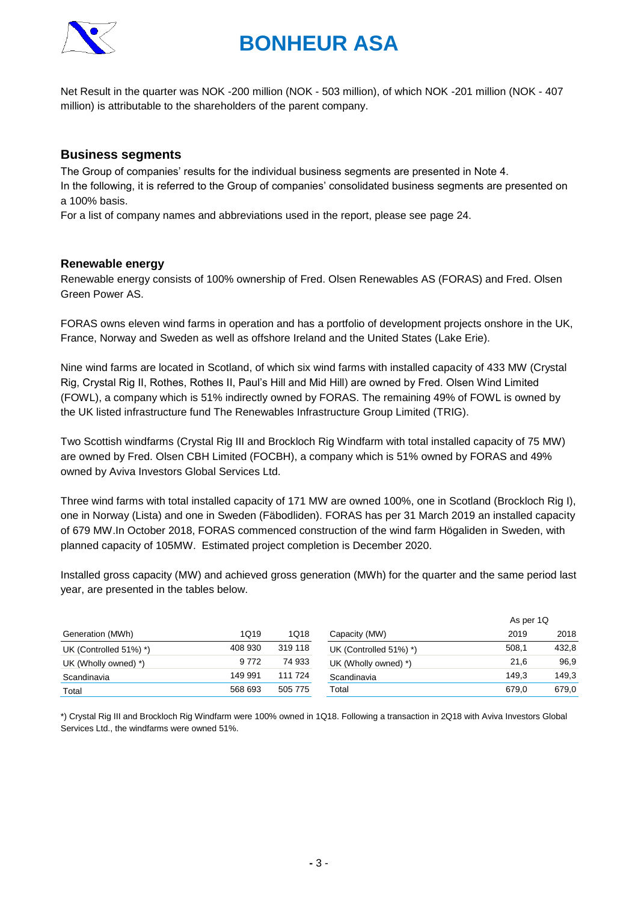Net Result in the quarter was NOK -200 million (NOK - 503 million), of which NOK -201 million (NOK - 407 million) is attributable to the shareholders of the parent company.

## Business segments

The Group of companies' results for the individual business segments are presented in Note 4.
In the following, it is referred to the Group of companies' consolidated business segments are presented on a 100% basis.
For a list of company names and abbreviations used in the report, please see page 24.

### Renewable energy

Renewable energy consists of 100% ownership of Fred. Olsen Renewables AS (FORAS) and Fred. Olsen Green Power AS.

FORAS owns eleven wind farms in operation and has a portfolio of development projects onshore in the UK, France, Norway and Sweden as well as offshore Ireland and the United States (Lake Erie).

Nine wind farms are located in Scotland, of which six wind farms with installed capacity of 433 MW (Crystal Rig, Crystal Rig II, Rothes, Rothes II, Paul's Hill and Mid Hill) are owned by Fred. Olsen Wind Limited (FOWL), a company which is 51% indirectly owned by FORAS. The remaining 49% of FOWL is owned by the UK listed infrastructure fund The Renewables Infrastructure Group Limited (TRIG).

Two Scottish windfarms (Crystal Rig III and Brockloch Rig Windfarm with total installed capacity of 75 MW) are owned by Fred. Olsen CBH Limited (FOCBH), a company which is 51% owned by FORAS and 49% owned by Aviva Investors Global Services Ltd.

Three wind farms with total installed capacity of 171 MW are owned 100%, one in Scotland (Brockloch Rig I), one in Norway (Lista) and one in Sweden (Fäbodliden). FORAS has per 31 March 2019 an installed capacity of 679 MW.In October 2018, FORAS commenced construction of the wind farm Högaliden in Sweden, with planned capacity of 105MW. Estimated project completion is December 2020.

Installed gross capacity (MW) and achieved gross generation (MWh) for the quarter and the same period last year, are presented in the tables below.

| Generation (MWh) | 1Q19 | 1Q18 |
|---|---|---|
| UK (Controlled 51%) *) | 408 930 | 319 118 |
| UK (Wholly owned) *) | 9 772 | 74 933 |
| Scandinavia | 149 991 | 111 724 |
| Total | 568 693 | 505 775 |

| Capacity (MW) | As per 1Q 2019 | 2018 |
|---|---|---|
| UK (Controlled 51%) *) | 508,1 | 432,8 |
| UK (Wholly owned) *) | 21,6 | 96,9 |
| Scandinavia | 149,3 | 149,3 |
| Total | 679,0 | 679,0 |

*) Crystal Rig III and Brockloch Rig Windfarm were 100% owned in 1Q18. Following a transaction in 2Q18 with Aviva Investors Global Services Ltd., the windfarms were owned 51%.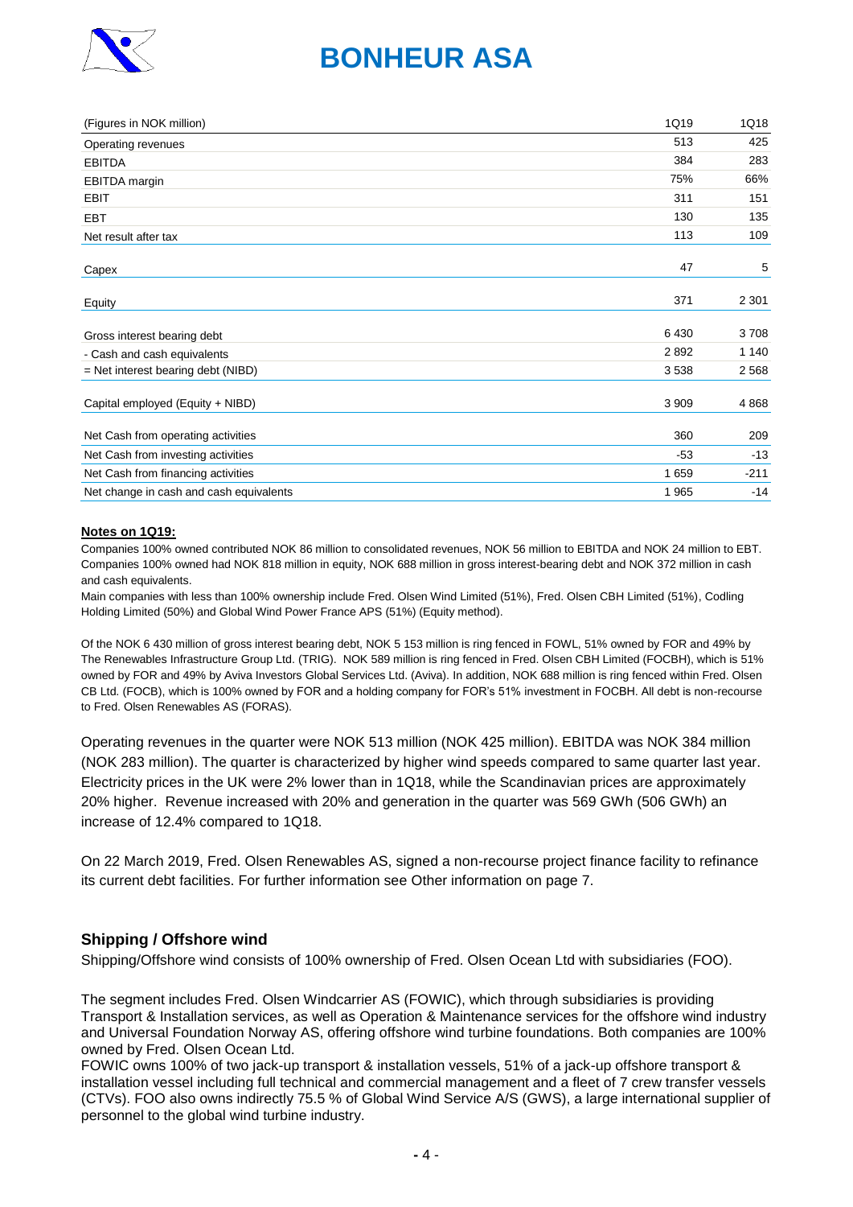| (Figures in NOK million) | 1Q19 | 1Q18 |
|---|---|---|
| Operating revenues | 513 | 425 |
| EBITDA | 384 | 283 |
| EBITDA margin | 75% | 66% |
| EBIT | 311 | 151 |
| EBT | 130 | 135 |
| Net result after tax | 113 | 109 |
| Capex | 47 | 5 |
| Equity | 371 | 2 301 |
| Gross interest bearing debt | 6 430 | 3 708 |
| - Cash and cash equivalents | 2 892 | 1 140 |
| = Net interest bearing debt (NIBD) | 3 538 | 2 568 |
| Capital employed (Equity + NIBD) | 3 909 | 4 868 |
| Net Cash from operating activities | 360 | 209 |
| Net Cash from investing activities | -53 | -13 |
| Net Cash from financing activities | 1 659 | -211 |
| Net change in cash and cash equivalents | 1 965 | -14 |

**Notes on 1Q19:**

Companies 100% owned contributed NOK 86 million to consolidated revenues, NOK 56 million to EBITDA and NOK 24 million to EBT. Companies 100% owned had NOK 818 million in equity, NOK 688 million in gross interest-bearing debt and NOK 372 million in cash and cash equivalents.

Main companies with less than 100% ownership include Fred. Olsen Wind Limited (51%), Fred. Olsen CBH Limited (51%), Codling Holding Limited (50%) and Global Wind Power France APS (51%) (Equity method).

Of the NOK 6 430 million of gross interest bearing debt, NOK 5 153 million is ring fenced in FOWL, 51% owned by FOR and 49% by The Renewables Infrastructure Group Ltd. (TRIG). NOK 589 million is ring fenced in Fred. Olsen CBH Limited (FOCBH), which is 51% owned by FOR and 49% by Aviva Investors Global Services Ltd. (Aviva). In addition, NOK 688 million is ring fenced within Fred. Olsen CB Ltd. (FOCB), which is 100% owned by FOR and a holding company for FOR's 51% investment in FOCBH. All debt is non-recourse to Fred. Olsen Renewables AS (FORAS).

Operating revenues in the quarter were NOK 513 million (NOK 425 million). EBITDA was NOK 384 million (NOK 283 million). The quarter is characterized by higher wind speeds compared to same quarter last year. Electricity prices in the UK were 2% lower than in 1Q18, while the Scandinavian prices are approximately 20% higher. Revenue increased with 20% and generation in the quarter was 569 GWh (506 GWh) an increase of 12.4% compared to 1Q18.

On 22 March 2019, Fred. Olsen Renewables AS, signed a non-recourse project finance facility to refinance its current debt facilities. For further information see Other information on page 7.

## Shipping / Offshore wind

Shipping/Offshore wind consists of 100% ownership of Fred. Olsen Ocean Ltd with subsidiaries (FOO).

The segment includes Fred. Olsen Windcarrier AS (FOWIC), which through subsidiaries is providing Transport & Installation services, as well as Operation & Maintenance services for the offshore wind industry and Universal Foundation Norway AS, offering offshore wind turbine foundations. Both companies are 100% owned by Fred. Olsen Ocean Ltd.

FOWIC owns 100% of two jack-up transport & installation vessels, 51% of a jack-up offshore transport & installation vessel including full technical and commercial management and a fleet of 7 crew transfer vessels (CTVs). FOO also owns indirectly 75.5 % of Global Wind Service A/S (GWS), a large international supplier of personnel to the global wind turbine industry.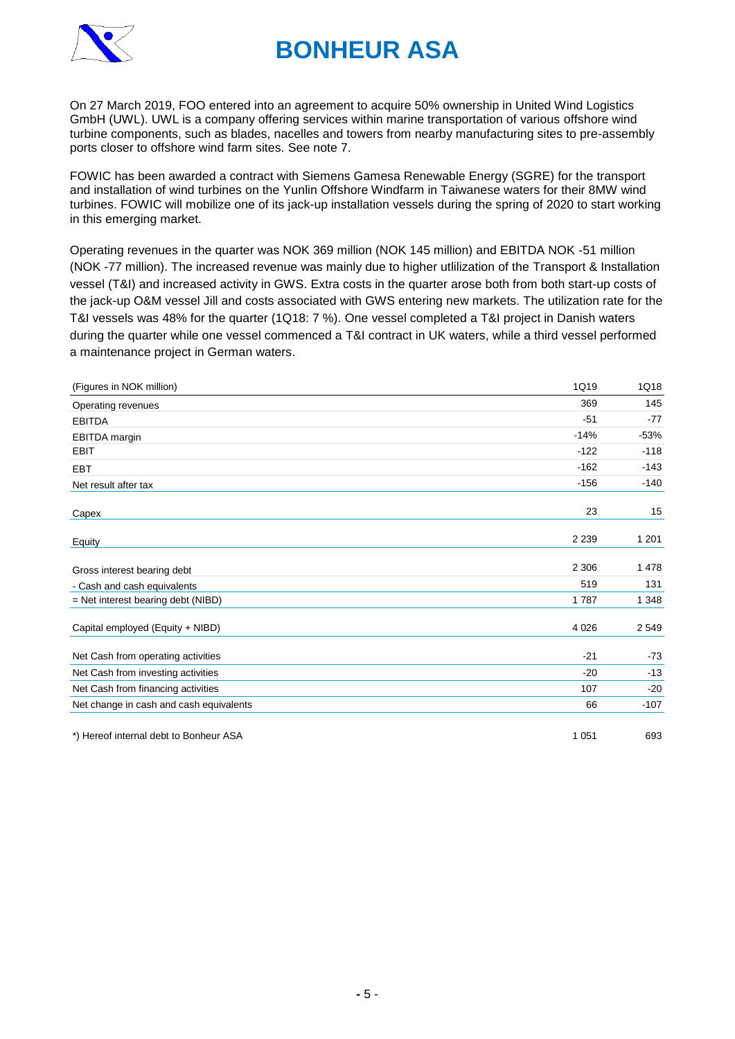On 27 March 2019, FOO entered into an agreement to acquire 50% ownership in United Wind Logistics GmbH (UWL). UWL is a company offering services within marine transportation of various offshore wind turbine components, such as blades, nacelles and towers from nearby manufacturing sites to pre-assembly ports closer to offshore wind farm sites. See note 7.

FOWIC has been awarded a contract with Siemens Gamesa Renewable Energy (SGRE) for the transport and installation of wind turbines on the Yunlin Offshore Windfarm in Taiwanese waters for their 8MW wind turbines. FOWIC will mobilize one of its jack-up installation vessels during the spring of 2020 to start working in this emerging market.

Operating revenues in the quarter was NOK 369 million (NOK 145 million) and EBITDA NOK -51 million (NOK -77 million). The increased revenue was mainly due to higher utlilization of the Transport & Installation vessel (T&I) and increased activity in GWS. Extra costs in the quarter arose both from both start-up costs of the jack-up O&M vessel Jill and costs associated with GWS entering new markets. The utilization rate for the T&I vessels was 48% for the quarter (1Q18: 7 %). One vessel completed a T&I project in Danish waters during the quarter while one vessel commenced a T&I contract in UK waters, while a third vessel performed a maintenance project in German waters.

| (Figures in NOK million) | 1Q19 | 1Q18 |
|---|---|---|
| Operating revenues | 369 | 145 |
| EBITDA | -51 | -77 |
| EBITDA margin | -14% | -53% |
| EBIT | -122 | -118 |
| EBT | -162 | -143 |
| Net result after tax | -156 | -140 |
| Capex | 23 | 15 |
| Equity | 2 239 | 1 201 |
| Gross interest bearing debt | 2 306 | 1 478 |
| - Cash and cash equivalents | 519 | 131 |
| = Net interest bearing debt (NIBD) | 1 787 | 1 348 |
| Capital employed (Equity + NIBD) | 4 026 | 2 549 |
| Net Cash from operating activities | -21 | -73 |
| Net Cash from investing activities | -20 | -13 |
| Net Cash from financing activities | 107 | -20 |
| Net change in cash and cash equivalents | 66 | -107 |
| *) Hereof internal debt to Bonheur ASA | 1 051 | 693 |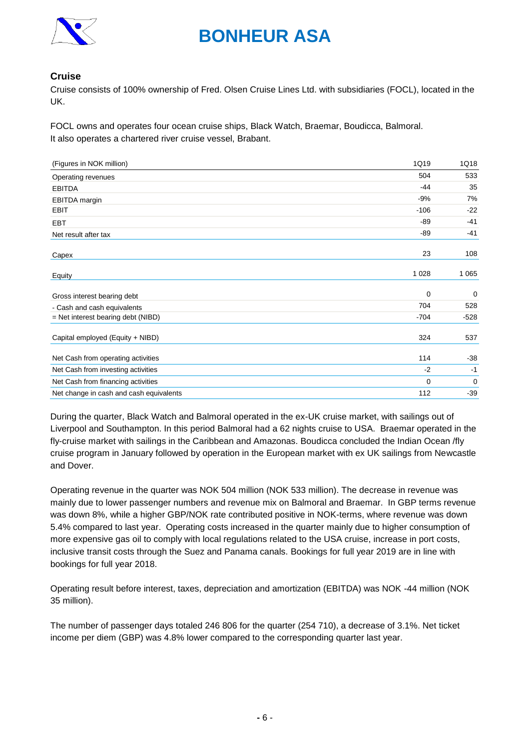## Cruise

Cruise consists of 100% ownership of Fred. Olsen Cruise Lines Ltd. with subsidiaries (FOCL), located in the UK.

FOCL owns and operates four ocean cruise ships, Black Watch, Braemar, Boudicca, Balmoral.
It also operates a chartered river cruise vessel, Brabant.

| (Figures in NOK million) | 1Q19 | 1Q18 |
|---|---|---|
| Operating revenues | 504 | 533 |
| EBITDA | -44 | 35 |
| EBITDA margin | -9% | 7% |
| EBIT | -106 | -22 |
| EBT | -89 | -41 |
| Net result after tax | -89 | -41 |
| Capex | 23 | 108 |
| Equity | 1 028 | 1 065 |
| Gross interest bearing debt | 0 | 0 |
| - Cash and cash equivalents | 704 | 528 |
| = Net interest bearing debt (NIBD) | -704 | -528 |
| Capital employed (Equity + NIBD) | 324 | 537 |
| Net Cash from operating activities | 114 | -38 |
| Net Cash from investing activities | -2 | -1 |
| Net Cash from financing activities | 0 | 0 |
| Net change in cash and cash equivalents | 112 | -39 |

During the quarter, Black Watch and Balmoral operated in the ex-UK cruise market, with sailings out of Liverpool and Southampton. In this period Balmoral had a 62 nights cruise to USA. Braemar operated in the fly-cruise market with sailings in the Caribbean and Amazonas. Boudicca concluded the Indian Ocean /fly cruise program in January followed by operation in the European market with ex UK sailings from Newcastle and Dover.

Operating revenue in the quarter was NOK 504 million (NOK 533 million). The decrease in revenue was mainly due to lower passenger numbers and revenue mix on Balmoral and Braemar. In GBP terms revenue was down 8%, while a higher GBP/NOK rate contributed positive in NOK-terms, where revenue was down 5.4% compared to last year. Operating costs increased in the quarter mainly due to higher consumption of more expensive gas oil to comply with local regulations related to the USA cruise, increase in port costs, inclusive transit costs through the Suez and Panama canals. Bookings for full year 2019 are in line with bookings for full year 2018.

Operating result before interest, taxes, depreciation and amortization (EBITDA) was NOK -44 million (NOK 35 million).

The number of passenger days totaled 246 806 for the quarter (254 710), a decrease of 3.1%. Net ticket income per diem (GBP) was 4.8% lower compared to the corresponding quarter last year.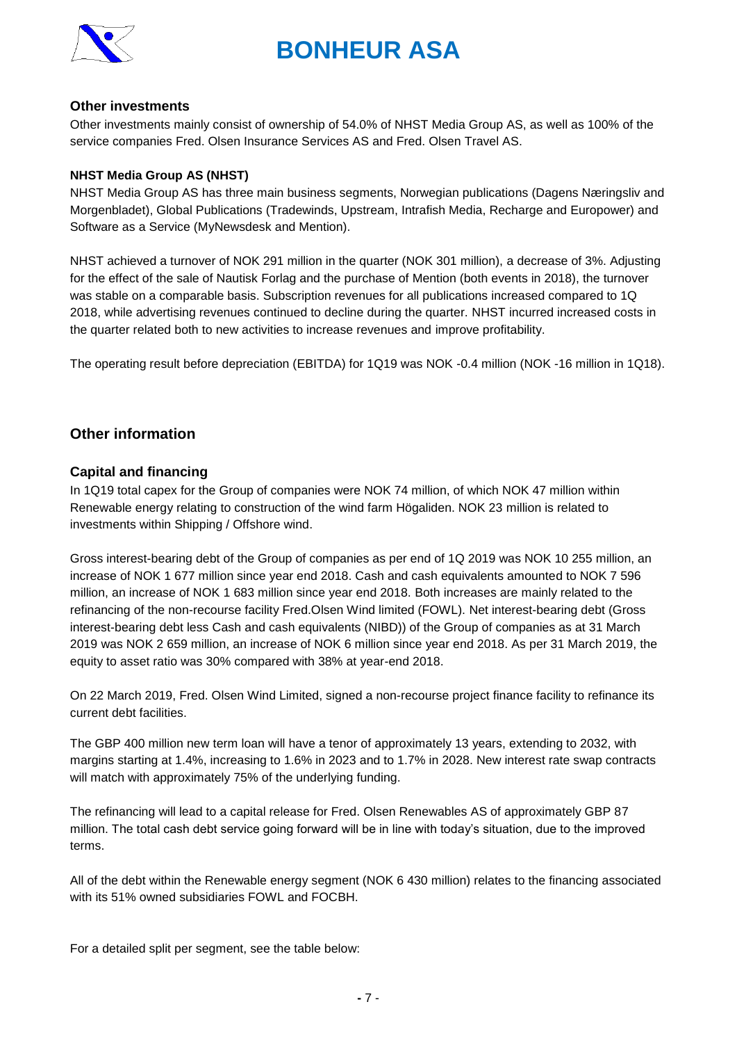### Other investments

Other investments mainly consist of ownership of 54.0% of NHST Media Group AS, as well as 100% of the service companies Fred. Olsen Insurance Services AS and Fred. Olsen Travel AS.

#### NHST Media Group AS (NHST)

NHST Media Group AS has three main business segments, Norwegian publications (Dagens Næringsliv and Morgenbladet), Global Publications (Tradewinds, Upstream, Intrafish Media, Recharge and Europower) and Software as a Service (MyNewsdesk and Mention).

NHST achieved a turnover of NOK 291 million in the quarter (NOK 301 million), a decrease of 3%. Adjusting for the effect of the sale of Nautisk Forlag and the purchase of Mention (both events in 2018), the turnover was stable on a comparable basis. Subscription revenues for all publications increased compared to 1Q 2018, while advertising revenues continued to decline during the quarter. NHST incurred increased costs in the quarter related both to new activities to increase revenues and improve profitability.

The operating result before depreciation (EBITDA) for 1Q19 was NOK -0.4 million (NOK -16 million in 1Q18).

## Other information

### Capital and financing

In 1Q19 total capex for the Group of companies were NOK 74 million, of which NOK 47 million within Renewable energy relating to construction of the wind farm Högaliden. NOK 23 million is related to investments within Shipping / Offshore wind.

Gross interest-bearing debt of the Group of companies as per end of 1Q 2019 was NOK 10 255 million, an increase of NOK 1 677 million since year end 2018. Cash and cash equivalents amounted to NOK 7 596 million, an increase of NOK 1 683 million since year end 2018. Both increases are mainly related to the refinancing of the non-recourse facility Fred.Olsen Wind limited (FOWL). Net interest-bearing debt (Gross interest-bearing debt less Cash and cash equivalents (NIBD)) of the Group of companies as at 31 March 2019 was NOK 2 659 million, an increase of NOK 6 million since year end 2018. As per 31 March 2019, the equity to asset ratio was 30% compared with 38% at year-end 2018.

On 22 March 2019, Fred. Olsen Wind Limited, signed a non-recourse project finance facility to refinance its current debt facilities.

The GBP 400 million new term loan will have a tenor of approximately 13 years, extending to 2032, with margins starting at 1.4%, increasing to 1.6% in 2023 and to 1.7% in 2028. New interest rate swap contracts will match with approximately 75% of the underlying funding.

The refinancing will lead to a capital release for Fred. Olsen Renewables AS of approximately GBP 87 million. The total cash debt service going forward will be in line with today's situation, due to the improved terms.

All of the debt within the Renewable energy segment (NOK 6 430 million) relates to the financing associated with its 51% owned subsidiaries FOWL and FOCBH.

For a detailed split per segment, see the table below: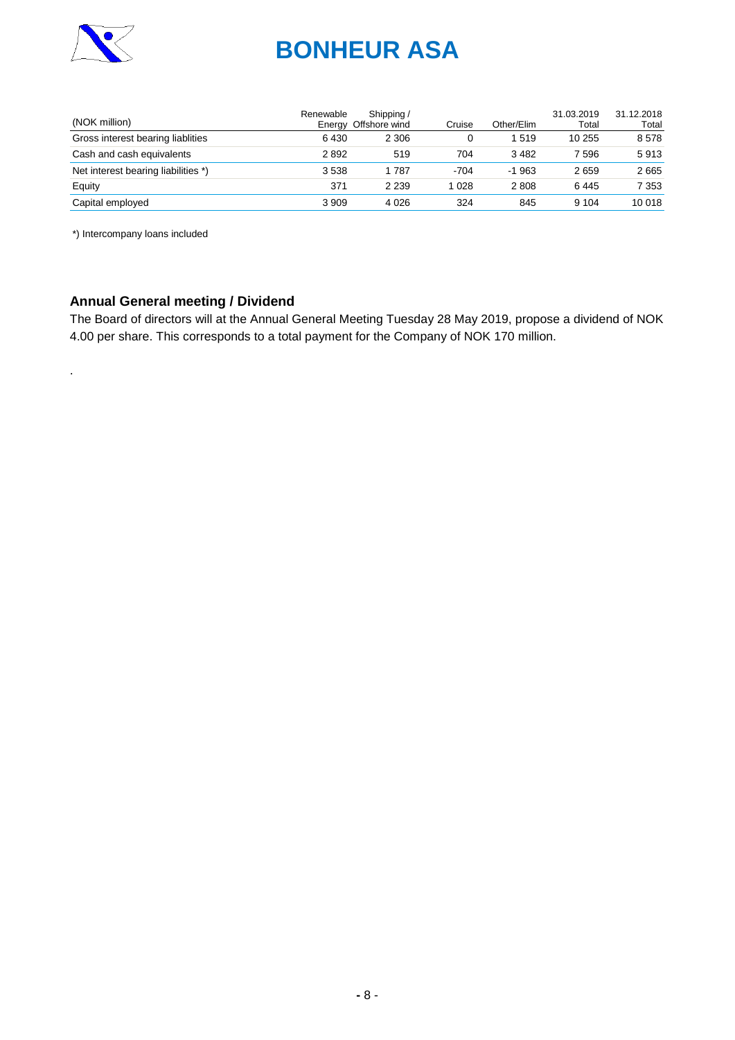| (NOK million) | Renewable Energy | Shipping / Offshore wind | Cruise | Other/Elim | 31.03.2019 Total | 31.12.2018 Total |
|---|---|---|---|---|---|---|
| Gross interest bearing liablities | 6 430 | 2 306 | 0 | 1 519 | 10 255 | 8 578 |
| Cash and cash equivalents | 2 892 | 519 | 704 | 3 482 | 7 596 | 5 913 |
| Net interest bearing liabilities *) | 3 538 | 1 787 | -704 | -1 963 | 2 659 | 2 665 |
| Equity | 371 | 2 239 | 1 028 | 2 808 | 6 445 | 7 353 |
| Capital employed | 3 909 | 4 026 | 324 | 845 | 9 104 | 10 018 |

*) Intercompany loans included

## Annual General meeting / Dividend

The Board of directors will at the Annual General Meeting Tuesday 28 May 2019, propose a dividend of NOK 4.00 per share. This corresponds to a total payment for the Company of NOK 170 million.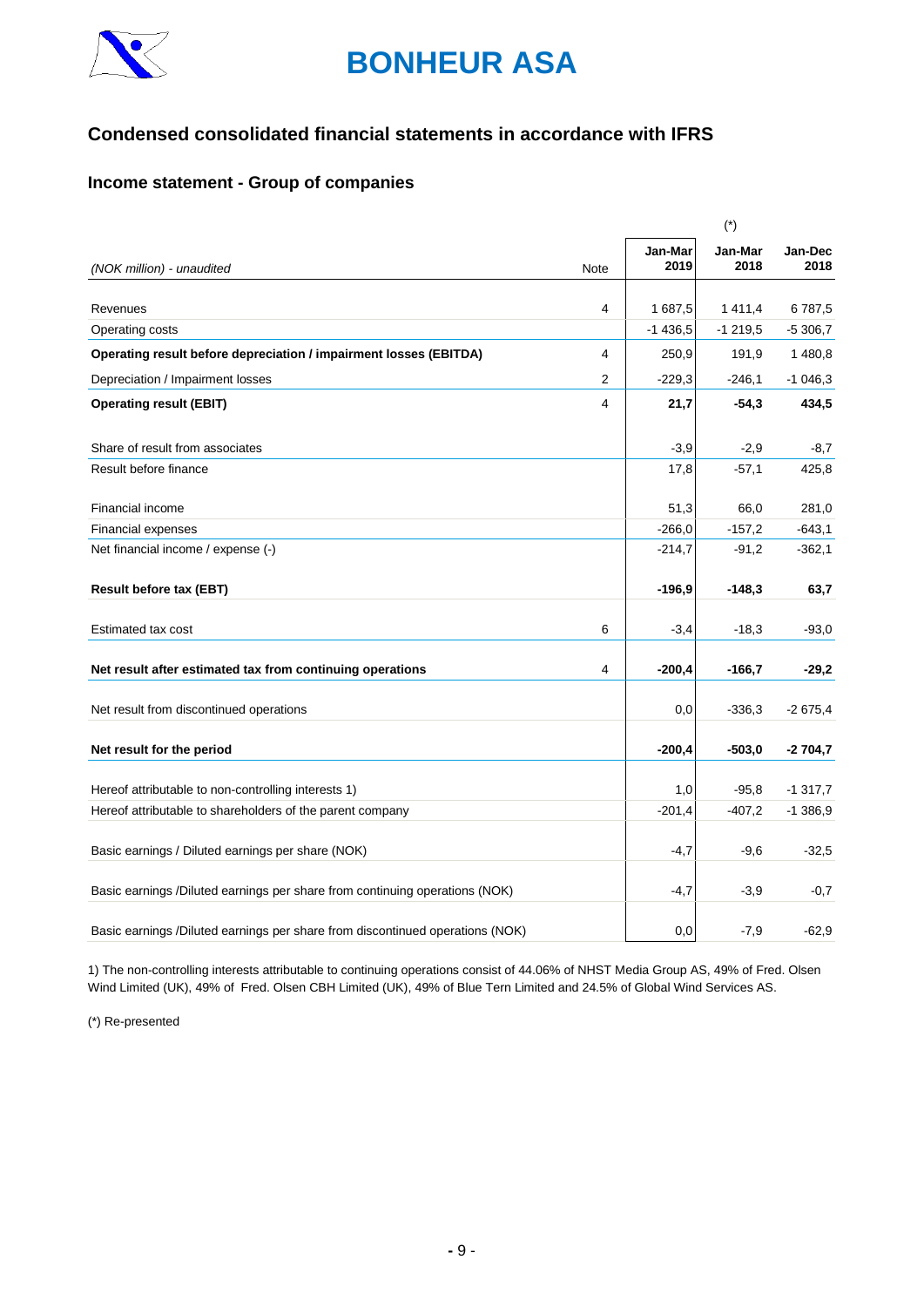# BONHEUR ASA

## Condensed consolidated financial statements in accordance with IFRS

### Income statement - Group of companies

| *(NOK million) - unaudited* | Note | Jan-Mar 2019 | (*) Jan-Mar 2018 | Jan-Dec 2018 |
|---|---|---|---|---|
| Revenues | 4 | 1 687,5 | 1 411,4 | 6 787,5 |
| Operating costs | | -1 436,5 | -1 219,5 | -5 306,7 |
| **Operating result before depreciation / impairment losses (EBITDA)** | 4 | 250,9 | 191,9 | 1 480,8 |
| Depreciation / Impairment losses | 2 | -229,3 | -246,1 | -1 046,3 |
| **Operating result (EBIT)** | 4 | **21,7** | **-54,3** | **434,5** |
| Share of result from associates | | -3,9 | -2,9 | -8,7 |
| Result before finance | | 17,8 | -57,1 | 425,8 |
| Financial income | | 51,3 | 66,0 | 281,0 |
| Financial expenses | | -266,0 | -157,2 | -643,1 |
| Net financial income / expense (-) | | -214,7 | -91,2 | -362,1 |
| **Result before tax (EBT)** | | **-196,9** | **-148,3** | **63,7** |
| Estimated tax cost | 6 | -3,4 | -18,3 | -93,0 |
| **Net result after estimated tax from continuing operations** | 4 | **-200,4** | **-166,7** | **-29,2** |
| Net result from discontinued operations | | 0,0 | -336,3 | -2 675,4 |
| **Net result for the period** | | **-200,4** | **-503,0** | **-2 704,7** |
| Hereof attributable to non-controlling interests 1) | | 1,0 | -95,8 | -1 317,7 |
| Hereof attributable to shareholders of the parent company | | -201,4 | -407,2 | -1 386,9 |
| Basic earnings / Diluted earnings per share (NOK) | | -4,7 | -9,6 | -32,5 |
| Basic earnings /Diluted earnings per share from continuing operations (NOK) | | -4,7 | -3,9 | -0,7 |
| Basic earnings /Diluted earnings per share from discontinued operations (NOK) | | 0,0 | -7,9 | -62,9 |

1) The non-controlling interests attributable to continuing operations consist of 44.06% of NHST Media Group AS, 49% of Fred. Olsen Wind Limited (UK), 49% of Fred. Olsen CBH Limited (UK), 49% of Blue Tern Limited and 24.5% of Global Wind Services AS.

(*) Re-presented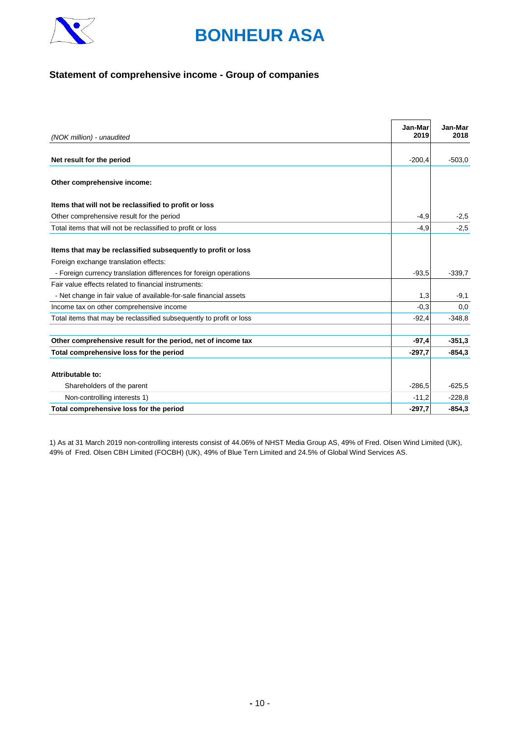# BONHEUR ASA

## Statement of comprehensive income - Group of companies

| *(NOK million) - unaudited* | Jan-Mar 2019 | Jan-Mar 2018 |
|---|---|---|
| **Net result for the period** | -200,4 | -503,0 |
| **Other comprehensive income:** | | |
| **Items that will not be reclassified to profit or loss** | | |
| Other comprehensive result for the period | -4,9 | -2,5 |
| Total items that will not be reclassified to profit or loss | -4,9 | -2,5 |
| **Items that may be reclassified subsequently to profit or loss** | | |
| Foreign exchange translation effects: | | |
| - Foreign currency translation differences for foreign operations | -93,5 | -339,7 |
| Fair value effects related to financial instruments: | | |
| - Net change in fair value of available-for-sale financial assets | 1,3 | -9,1 |
| Income tax on other comprehensive income | -0,3 | 0,0 |
| Total items that may be reclassified subsequently to profit or loss | -92,4 | -348,8 |
| **Other comprehensive result for the period, net of income tax** | **-97,4** | **-351,3** |
| **Total comprehensive loss for the period** | **-297,7** | **-854,3** |
| **Attributable to:** | | |
| Shareholders of the parent | -286,5 | -625,5 |
| Non-controlling interests 1) | -11,2 | -228,8 |
| **Total comprehensive loss for the period** | **-297,7** | **-854,3** |

1) As at 31 March 2019 non-controlling interests consist of 44.06% of NHST Media Group AS, 49% of Fred. Olsen Wind Limited (UK), 49% of Fred. Olsen CBH Limited (FOCBH) (UK), 49% of Blue Tern Limited and 24.5% of Global Wind Services AS.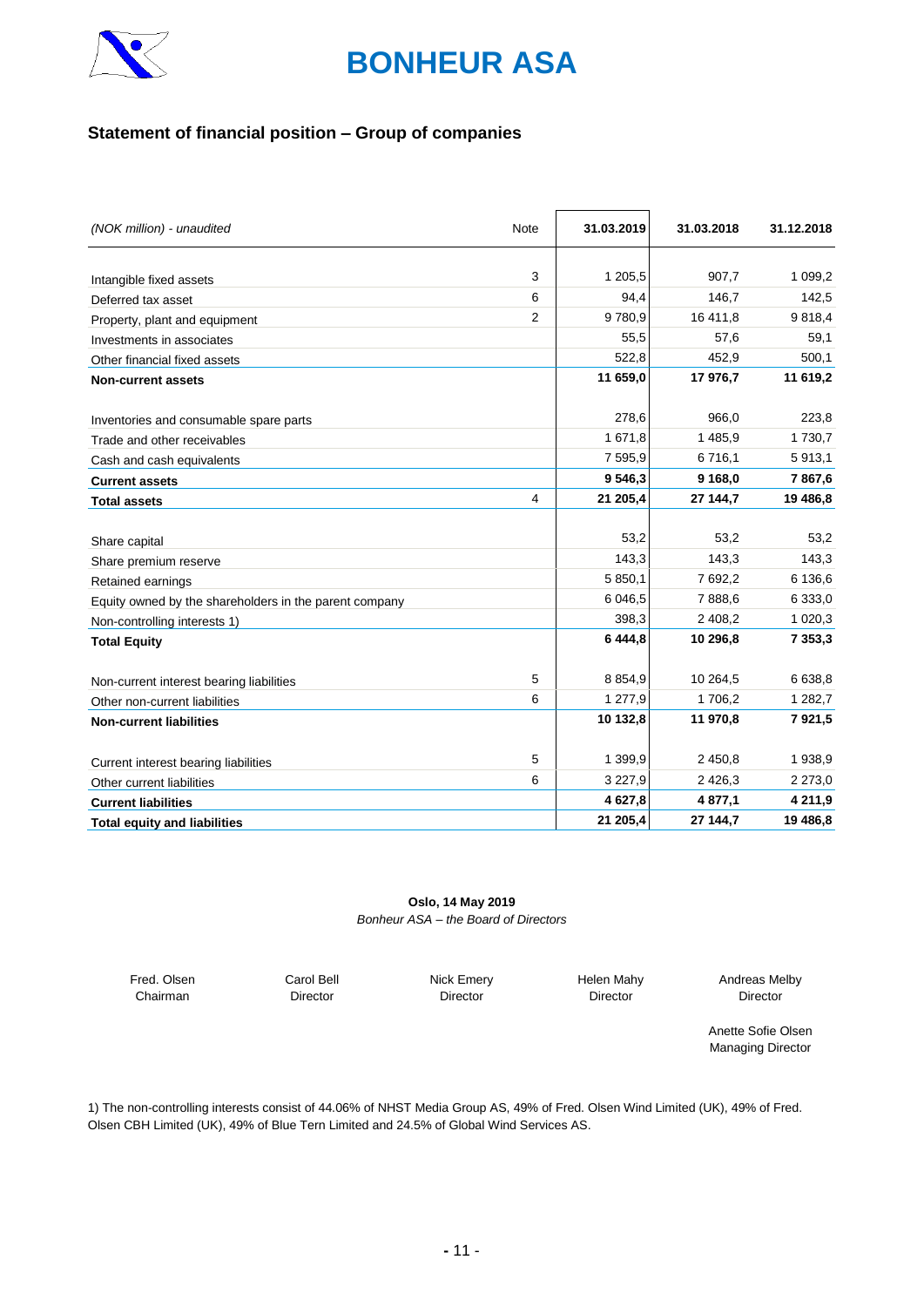# BONHEUR ASA

## Statement of financial position – Group of companies

| *(NOK million) - unaudited* | Note | 31.03.2019 | 31.03.2018 | 31.12.2018 |
|---|---|---|---|---|
| Intangible fixed assets | 3 | 1 205,5 | 907,7 | 1 099,2 |
| Deferred tax asset | 6 | 94,4 | 146,7 | 142,5 |
| Property, plant and equipment | 2 | 9 780,9 | 16 411,8 | 9 818,4 |
| Investments in associates | | 55,5 | 57,6 | 59,1 |
| Other financial fixed assets | | 522,8 | 452,9 | 500,1 |
| **Non-current assets** | | **11 659,0** | **17 976,7** | **11 619,2** |
| Inventories and consumable spare parts | | 278,6 | 966,0 | 223,8 |
| Trade and other receivables | | 1 671,8 | 1 485,9 | 1 730,7 |
| Cash and cash equivalents | | 7 595,9 | 6 716,1 | 5 913,1 |
| **Current assets** | | **9 546,3** | **9 168,0** | **7 867,6** |
| **Total assets** | 4 | **21 205,4** | **27 144,7** | **19 486,8** |
| Share capital | | 53,2 | 53,2 | 53,2 |
| Share premium reserve | | 143,3 | 143,3 | 143,3 |
| Retained earnings | | 5 850,1 | 7 692,2 | 6 136,6 |
| Equity owned by the shareholders in the parent company | | 6 046,5 | 7 888,6 | 6 333,0 |
| Non-controlling interests 1) | | 398,3 | 2 408,2 | 1 020,3 |
| **Total Equity** | | **6 444,8** | **10 296,8** | **7 353,3** |
| Non-current interest bearing liabilities | 5 | 8 854,9 | 10 264,5 | 6 638,8 |
| Other non-current liabilities | 6 | 1 277,9 | 1 706,2 | 1 282,7 |
| **Non-current liabilities** | | **10 132,8** | **11 970,8** | **7 921,5** |
| Current interest bearing liabilities | 5 | 1 399,9 | 2 450,8 | 1 938,9 |
| Other current liabilities | 6 | 3 227,9 | 2 426,3 | 2 273,0 |
| **Current liabilities** | | **4 627,8** | **4 877,1** | **4 211,9** |
| **Total equity and liabilities** | | **21 205,4** | **27 144,7** | **19 486,8** |

**Oslo, 14 May 2019**

*Bonheur ASA – the Board of Directors*

| Fred. Olsen | Carol Bell | Nick Emery | Helen Mahy | Andreas Melby |
|---|---|---|---|---|
| Chairman | Director | Director | Director | Director |

Anette Sofie Olsen
Managing Director

1) The non-controlling interests consist of 44.06% of NHST Media Group AS, 49% of Fred. Olsen Wind Limited (UK), 49% of Fred. Olsen CBH Limited (UK), 49% of Blue Tern Limited and 24.5% of Global Wind Services AS.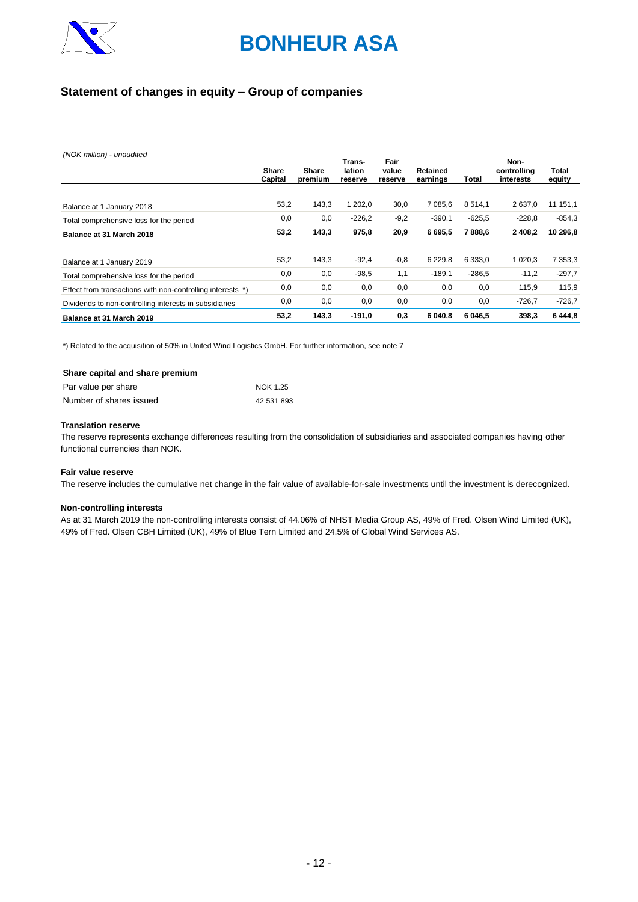# BONHEUR ASA

## Statement of changes in equity – Group of companies

*(NOK million) - unaudited*

| | Share Capital | Share premium | Trans-lation reserve | Fair value reserve | Retained earnings | Total | Non-controlling interests | Total equity |
|---|---|---|---|---|---|---|---|---|
| Balance at 1 January 2018 | 53,2 | 143,3 | 1 202,0 | 30,0 | 7 085,6 | 8 514,1 | 2 637,0 | 11 151,1 |
| Total comprehensive loss for the period | 0,0 | 0,0 | -226,2 | -9,2 | -390,1 | -625,5 | -228,8 | -854,3 |
| **Balance at 31 March 2018** | **53,2** | **143,3** | **975,8** | **20,9** | **6 695,5** | **7 888,6** | **2 408,2** | **10 296,8** |
| Balance at 1 January 2019 | 53,2 | 143,3 | -92,4 | -0,8 | 6 229,8 | 6 333,0 | 1 020,3 | 7 353,3 |
| Total comprehensive loss for the period | 0,0 | 0,0 | -98,5 | 1,1 | -189,1 | -286,5 | -11,2 | -297,7 |
| Effect from transactions with non-controlling interests *) | 0,0 | 0,0 | 0,0 | 0,0 | 0,0 | 0,0 | 115,9 | 115,9 |
| Dividends to non-controlling interests in subsidiaries | 0,0 | 0,0 | 0,0 | 0,0 | 0,0 | 0,0 | -726,7 | -726,7 |
| **Balance at 31 March 2019** | **53,2** | **143,3** | **-191,0** | **0,3** | **6 040,8** | **6 046,5** | **398,3** | **6 444,8** |

*) Related to the acquisition of 50% in United Wind Logistics GmbH. For further information, see note 7

**Share capital and share premium**

| | |
|---|---|
| Par value per share | NOK 1.25 |
| Number of shares issued | 42 531 893 |

**Translation reserve**

The reserve represents exchange differences resulting from the consolidation of subsidiaries and associated companies having other functional currencies than NOK.

**Fair value reserve**

The reserve includes the cumulative net change in the fair value of available-for-sale investments until the investment is derecognized.

**Non-controlling interests**

As at 31 March 2019 the non-controlling interests consist of 44.06% of NHST Media Group AS, 49% of Fred. Olsen Wind Limited (UK), 49% of Fred. Olsen CBH Limited (UK), 49% of Blue Tern Limited and 24.5% of Global Wind Services AS.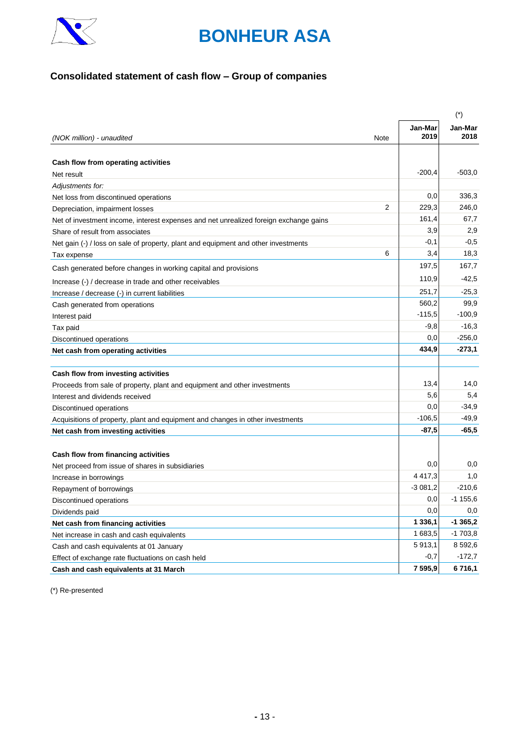# BONHEUR ASA

## Consolidated statement of cash flow – Group of companies

| *(NOK million) - unaudited* | Note | Jan-Mar 2019 | (*) Jan-Mar 2018 |
|---|---|---|---|
| **Cash flow from operating activities** | | | |
| Net result | | -200,4 | -503,0 |
| *Adjustments for:* | | | |
| Net loss from discontinued operations | | 0,0 | 336,3 |
| Depreciation, impairment losses | 2 | 229,3 | 246,0 |
| Net of investment income, interest expenses and net unrealized foreign exchange gains | | 161,4 | 67,7 |
| Share of result from associates | | 3,9 | 2,9 |
| Net gain (-) / loss on sale of property, plant and equipment and other investments | | -0,1 | -0,5 |
| Tax expense | 6 | 3,4 | 18,3 |
| Cash generated before changes in working capital and provisions | | 197,5 | 167,7 |
| Increase (-) / decrease in trade and other receivables | | 110,9 | -42,5 |
| Increase / decrease (-) in current liabilities | | 251,7 | -25,3 |
| Cash generated from operations | | 560,2 | 99,9 |
| Interest paid | | -115,5 | -100,9 |
| Tax paid | | -9,8 | -16,3 |
| Discontinued operations | | 0,0 | -256,0 |
| **Net cash from operating activities** | | **434,9** | **-273,1** |
| | | | |
| **Cash flow from investing activities** | | | |
| Proceeds from sale of property, plant and equipment and other investments | | 13,4 | 14,0 |
| Interest and dividends received | | 5,6 | 5,4 |
| Discontinued operations | | 0,0 | -34,9 |
| Acquisitions of property, plant and equipment and changes in other investments | | -106,5 | -49,9 |
| **Net cash from investing activities** | | **-87,5** | **-65,5** |
| | | | |
| **Cash flow from financing activities** | | | |
| Net proceed from issue of shares in subsidiaries | | 0,0 | 0,0 |
| Increase in borrowings | | 4 417,3 | 1,0 |
| Repayment of borrowings | | -3 081,2 | -210,6 |
| Discontinued operations | | 0,0 | -1 155,6 |
| Dividends paid | | 0,0 | 0,0 |
| **Net cash from financing activities** | | **1 336,1** | **-1 365,2** |
| Net increase in cash and cash equivalents | | 1 683,5 | -1 703,8 |
| Cash and cash equivalents at 01 January | | 5 913,1 | 8 592,6 |
| Effect of exchange rate fluctuations on cash held | | -0,7 | -172,7 |
| **Cash and cash equivalents at 31 March** | | **7 595,9** | **6 716,1** |

(*) Re-presented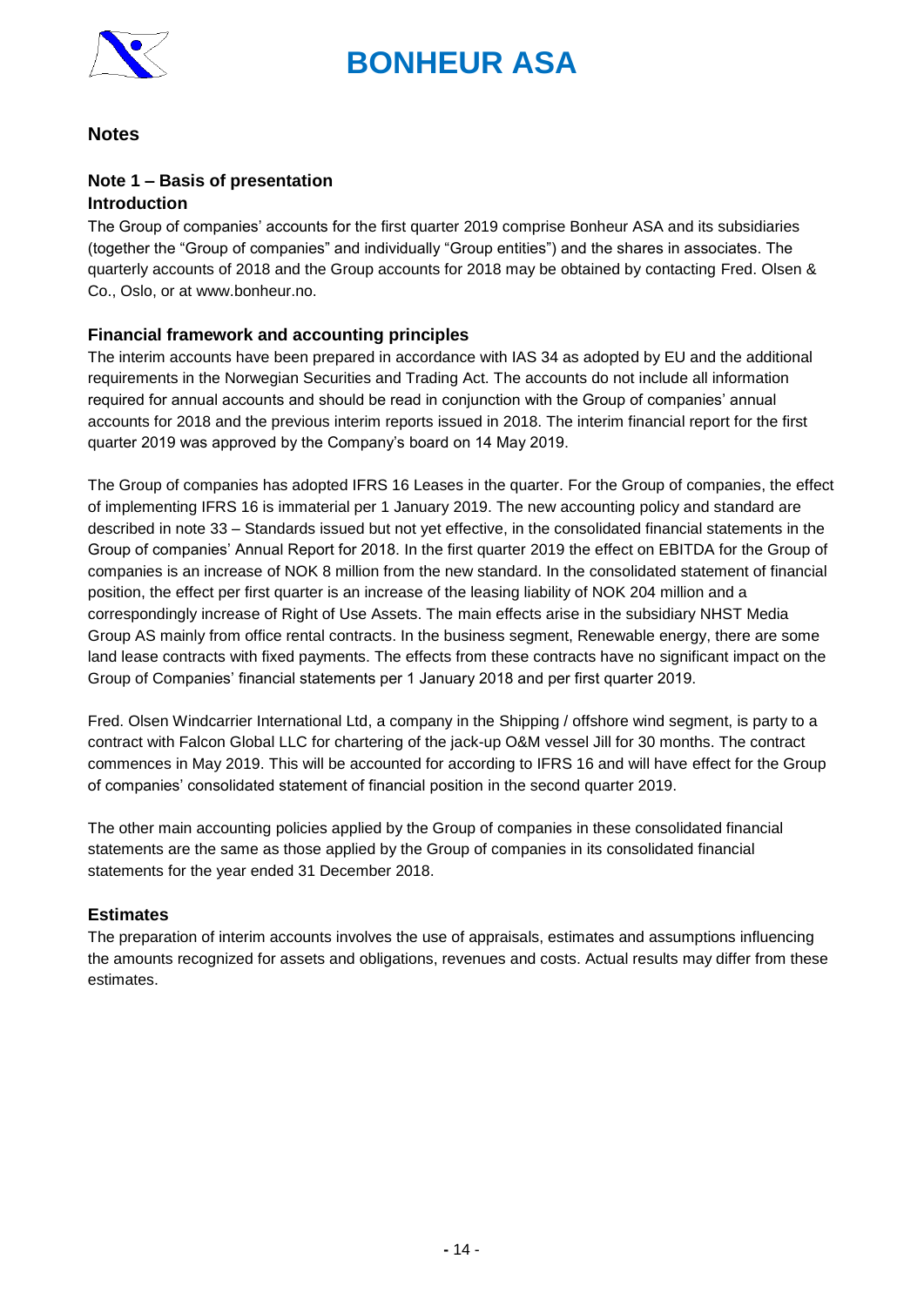## Notes

### Note 1 – Basis of presentation

#### Introduction

The Group of companies' accounts for the first quarter 2019 comprise Bonheur ASA and its subsidiaries (together the "Group of companies" and individually "Group entities") and the shares in associates. The quarterly accounts of 2018 and the Group accounts for 2018 may be obtained by contacting Fred. Olsen & Co., Oslo, or at www.bonheur.no.

#### Financial framework and accounting principles

The interim accounts have been prepared in accordance with IAS 34 as adopted by EU and the additional requirements in the Norwegian Securities and Trading Act. The accounts do not include all information required for annual accounts and should be read in conjunction with the Group of companies' annual accounts for 2018 and the previous interim reports issued in 2018. The interim financial report for the first quarter 2019 was approved by the Company's board on 14 May 2019.

The Group of companies has adopted IFRS 16 Leases in the quarter. For the Group of companies, the effect of implementing IFRS 16 is immaterial per 1 January 2019. The new accounting policy and standard are described in note 33 – Standards issued but not yet effective, in the consolidated financial statements in the Group of companies' Annual Report for 2018. In the first quarter 2019 the effect on EBITDA for the Group of companies is an increase of NOK 8 million from the new standard. In the consolidated statement of financial position, the effect per first quarter is an increase of the leasing liability of NOK 204 million and a correspondingly increase of Right of Use Assets. The main effects arise in the subsidiary NHST Media Group AS mainly from office rental contracts. In the business segment, Renewable energy, there are some land lease contracts with fixed payments. The effects from these contracts have no significant impact on the Group of Companies' financial statements per 1 January 2018 and per first quarter 2019.

Fred. Olsen Windcarrier International Ltd, a company in the Shipping / offshore wind segment, is party to a contract with Falcon Global LLC for chartering of the jack-up O&M vessel Jill for 30 months. The contract commences in May 2019. This will be accounted for according to IFRS 16 and will have effect for the Group of companies' consolidated statement of financial position in the second quarter 2019.

The other main accounting policies applied by the Group of companies in these consolidated financial statements are the same as those applied by the Group of companies in its consolidated financial statements for the year ended 31 December 2018.

#### Estimates

The preparation of interim accounts involves the use of appraisals, estimates and assumptions influencing the amounts recognized for assets and obligations, revenues and costs. Actual results may differ from these estimates.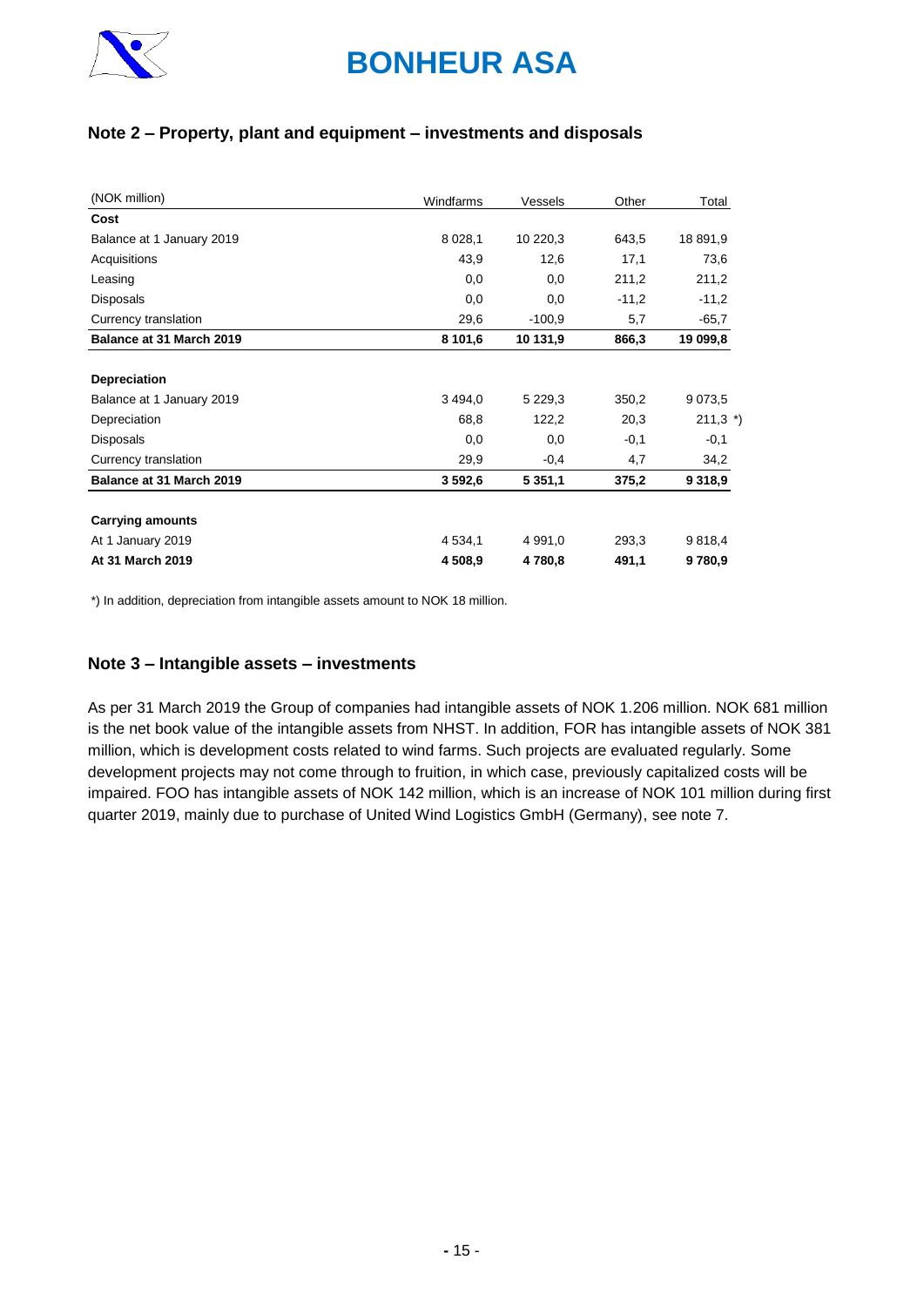## Note 2 – Property, plant and equipment – investments and disposals

| (NOK million) | Windfarms | Vessels | Other | Total |
|---|---|---|---|---|
| **Cost** | | | | |
| Balance at 1 January 2019 | 8 028,1 | 10 220,3 | 643,5 | 18 891,9 |
| Acquisitions | 43,9 | 12,6 | 17,1 | 73,6 |
| Leasing | 0,0 | 0,0 | 211,2 | 211,2 |
| Disposals | 0,0 | 0,0 | -11,2 | -11,2 |
| Currency translation | 29,6 | -100,9 | 5,7 | -65,7 |
| **Balance at 31 March 2019** | **8 101,6** | **10 131,9** | **866,3** | **19 099,8** |
| | | | | |
| **Depreciation** | | | | |
| Balance at 1 January 2019 | 3 494,0 | 5 229,3 | 350,2 | 9 073,5 |
| Depreciation | 68,8 | 122,2 | 20,3 | 211,3 *) |
| Disposals | 0,0 | 0,0 | -0,1 | -0,1 |
| Currency translation | 29,9 | -0,4 | 4,7 | 34,2 |
| **Balance at 31 March 2019** | **3 592,6** | **5 351,1** | **375,2** | **9 318,9** |
| | | | | |
| **Carrying amounts** | | | | |
| At 1 January 2019 | 4 534,1 | 4 991,0 | 293,3 | 9 818,4 |
| **At 31 March 2019** | **4 508,9** | **4 780,8** | **491,1** | **9 780,9** |

*) In addition, depreciation from intangible assets amount to NOK 18 million.

## Note 3 – Intangible assets – investments

As per 31 March 2019 the Group of companies had intangible assets of NOK 1.206 million. NOK 681 million is the net book value of the intangible assets from NHST. In addition, FOR has intangible assets of NOK 381 million, which is development costs related to wind farms. Such projects are evaluated regularly. Some development projects may not come through to fruition, in which case, previously capitalized costs will be impaired. FOO has intangible assets of NOK 142 million, which is an increase of NOK 101 million during first quarter 2019, mainly due to purchase of United Wind Logistics GmbH (Germany), see note 7.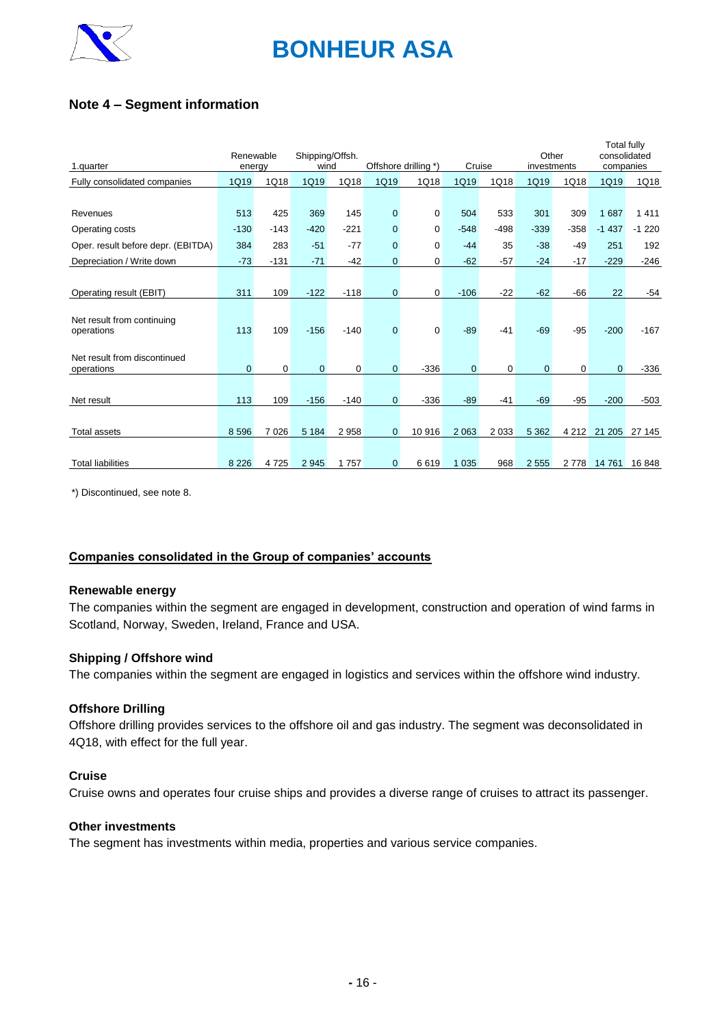## Note 4 – Segment information

| 1.quarter | Renewable energy | | Shipping/Offsh. wind | | Offshore drilling *) | | Cruise | | Other investments | | Total fully consolidated companies | |
|---|---|---|---|---|---|---|---|---|---|---|---|---|
| Fully consolidated companies | 1Q19 | 1Q18 | 1Q19 | 1Q18 | 1Q19 | 1Q18 | 1Q19 | 1Q18 | 1Q19 | 1Q18 | 1Q19 | 1Q18 |
| Revenues | 513 | 425 | 369 | 145 | 0 | 0 | 504 | 533 | 301 | 309 | 1 687 | 1 411 |
| Operating costs | -130 | -143 | -420 | -221 | 0 | 0 | -548 | -498 | -339 | -358 | -1 437 | -1 220 |
| Oper. result before depr. (EBITDA) | 384 | 283 | -51 | -77 | 0 | 0 | -44 | 35 | -38 | -49 | 251 | 192 |
| Depreciation / Write down | -73 | -131 | -71 | -42 | 0 | 0 | -62 | -57 | -24 | -17 | -229 | -246 |
| Operating result (EBIT) | 311 | 109 | -122 | -118 | 0 | 0 | -106 | -22 | -62 | -66 | 22 | -54 |
| Net result from continuing operations | 113 | 109 | -156 | -140 | 0 | 0 | -89 | -41 | -69 | -95 | -200 | -167 |
| Net result from discontinued operations | 0 | 0 | 0 | 0 | 0 | -336 | 0 | 0 | 0 | 0 | 0 | -336 |
| Net result | 113 | 109 | -156 | -140 | 0 | -336 | -89 | -41 | -69 | -95 | -200 | -503 |
| Total assets | 8 596 | 7 026 | 5 184 | 2 958 | 0 | 10 916 | 2 063 | 2 033 | 5 362 | 4 212 | 21 205 | 27 145 |
| Total liabilities | 8 226 | 4 725 | 2 945 | 1 757 | 0 | 6 619 | 1 035 | 968 | 2 555 | 2 778 | 14 761 | 16 848 |

*) Discontinued, see note 8.

**Companies consolidated in the Group of companies' accounts**

### Renewable energy

The companies within the segment are engaged in development, construction and operation of wind farms in Scotland, Norway, Sweden, Ireland, France and USA.

### Shipping / Offshore wind

The companies within the segment are engaged in logistics and services within the offshore wind industry.

### Offshore Drilling

Offshore drilling provides services to the offshore oil and gas industry. The segment was deconsolidated in 4Q18, with effect for the full year.

### Cruise

Cruise owns and operates four cruise ships and provides a diverse range of cruises to attract its passenger.

### Other investments

The segment has investments within media, properties and various service companies.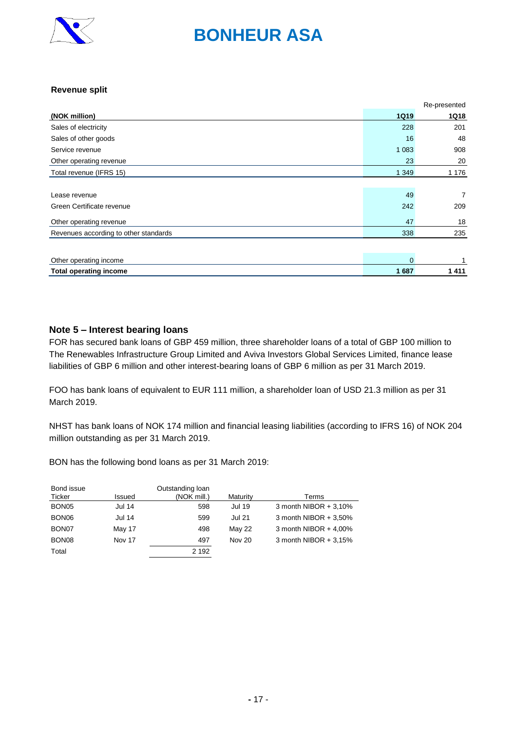### Revenue split

| (NOK million) | 1Q19 | Re-presented 1Q18 |
|---|---|---|
| Sales of electricity | 228 | 201 |
| Sales of other goods | 16 | 48 |
| Service revenue | 1 083 | 908 |
| Other operating revenue | 23 | 20 |
| Total revenue (IFRS 15) | 1 349 | 1 176 |
| | | |
| Lease revenue | 49 | 7 |
| Green Certificate revenue | 242 | 209 |
| Other operating revenue | 47 | 18 |
| Revenues according to other standards | 338 | 235 |
| | | |
| Other operating income | 0 | 1 |
| **Total operating income** | **1 687** | **1 411** |

## Note 5 – Interest bearing loans

FOR has secured bank loans of GBP 459 million, three shareholder loans of a total of GBP 100 million to The Renewables Infrastructure Group Limited and Aviva Investors Global Services Limited, finance lease liabilities of GBP 6 million and other interest-bearing loans of GBP 6 million as per 31 March 2019.

FOO has bank loans of equivalent to EUR 111 million, a shareholder loan of USD 21.3 million as per 31 March 2019.

NHST has bank loans of NOK 174 million and financial leasing liabilities (according to IFRS 16) of NOK 204 million outstanding as per 31 March 2019.

BON has the following bond loans as per 31 March 2019:

| Bond issue Ticker | Issued | Outstanding loan (NOK mill.) | Maturity | Terms |
|---|---|---|---|---|
| BON05 | Jul 14 | 598 | Jul 19 | 3 month NIBOR + 3,10% |
| BON06 | Jul 14 | 599 | Jul 21 | 3 month NIBOR + 3,50% |
| BON07 | May 17 | 498 | May 22 | 3 month NIBOR + 4,00% |
| BON08 | Nov 17 | 497 | Nov 20 | 3 month NIBOR + 3,15% |
| Total | | 2 192 | | |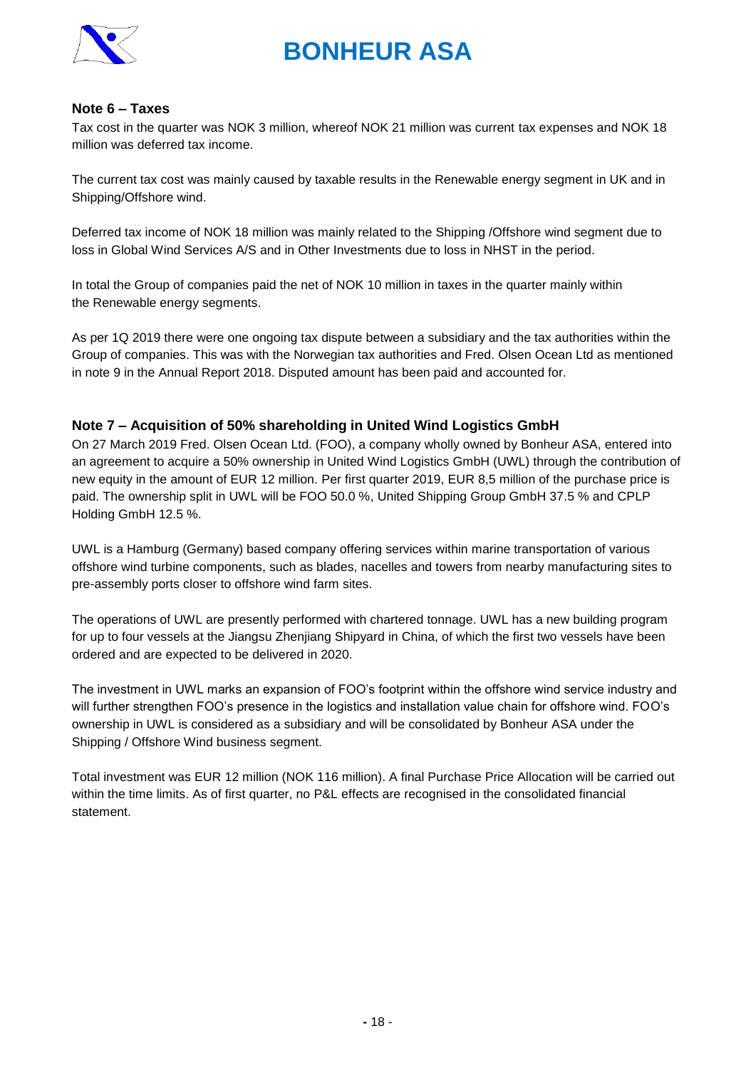## Note 6 – Taxes

Tax cost in the quarter was NOK 3 million, whereof NOK 21 million was current tax expenses and NOK 18 million was deferred tax income.

The current tax cost was mainly caused by taxable results in the Renewable energy segment in UK and in Shipping/Offshore wind.

Deferred tax income of NOK 18 million was mainly related to the Shipping /Offshore wind segment due to loss in Global Wind Services A/S and in Other Investments due to loss in NHST in the period.

In total the Group of companies paid the net of NOK 10 million in taxes in the quarter mainly within the Renewable energy segments.

As per 1Q 2019 there were one ongoing tax dispute between a subsidiary and the tax authorities within the Group of companies. This was with the Norwegian tax authorities and Fred. Olsen Ocean Ltd as mentioned in note 9 in the Annual Report 2018. Disputed amount has been paid and accounted for.

## Note 7 – Acquisition of 50% shareholding in United Wind Logistics GmbH

On 27 March 2019 Fred. Olsen Ocean Ltd. (FOO), a company wholly owned by Bonheur ASA, entered into an agreement to acquire a 50% ownership in United Wind Logistics GmbH (UWL) through the contribution of new equity in the amount of EUR 12 million. Per first quarter 2019, EUR 8,5 million of the purchase price is paid. The ownership split in UWL will be FOO 50.0 %, United Shipping Group GmbH 37.5 % and CPLP Holding GmbH 12.5 %.

UWL is a Hamburg (Germany) based company offering services within marine transportation of various offshore wind turbine components, such as blades, nacelles and towers from nearby manufacturing sites to pre-assembly ports closer to offshore wind farm sites.

The operations of UWL are presently performed with chartered tonnage. UWL has a new building program for up to four vessels at the Jiangsu Zhenjiang Shipyard in China, of which the first two vessels have been ordered and are expected to be delivered in 2020.

The investment in UWL marks an expansion of FOO's footprint within the offshore wind service industry and will further strengthen FOO's presence in the logistics and installation value chain for offshore wind. FOO's ownership in UWL is considered as a subsidiary and will be consolidated by Bonheur ASA under the Shipping / Offshore Wind business segment.

Total investment was EUR 12 million (NOK 116 million). A final Purchase Price Allocation will be carried out within the time limits. As of first quarter, no P&L effects are recognised in the consolidated financial statement.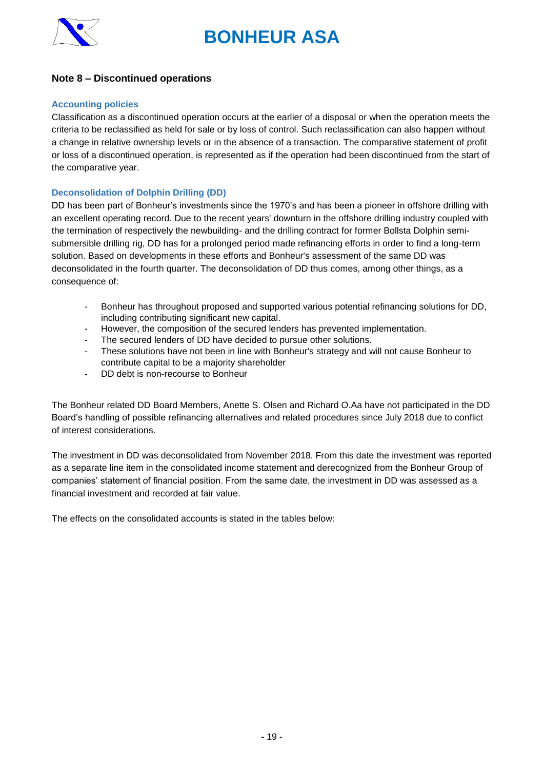## Note 8 – Discontinued operations

### Accounting policies

Classification as a discontinued operation occurs at the earlier of a disposal or when the operation meets the criteria to be reclassified as held for sale or by loss of control. Such reclassification can also happen without a change in relative ownership levels or in the absence of a transaction. The comparative statement of profit or loss of a discontinued operation, is represented as if the operation had been discontinued from the start of the comparative year.

### Deconsolidation of Dolphin Drilling (DD)

DD has been part of Bonheur's investments since the 1970's and has been a pioneer in offshore drilling with an excellent operating record. Due to the recent years' downturn in the offshore drilling industry coupled with the termination of respectively the newbuilding- and the drilling contract for former Bollsta Dolphin semi-submersible drilling rig, DD has for a prolonged period made refinancing efforts in order to find a long-term solution. Based on developments in these efforts and Bonheur's assessment of the same DD was deconsolidated in the fourth quarter. The deconsolidation of DD thus comes, among other things, as a consequence of:

- Bonheur has throughout proposed and supported various potential refinancing solutions for DD, including contributing significant new capital.
- However, the composition of the secured lenders has prevented implementation.
- The secured lenders of DD have decided to pursue other solutions.
- These solutions have not been in line with Bonheur's strategy and will not cause Bonheur to contribute capital to be a majority shareholder
- DD debt is non-recourse to Bonheur

The Bonheur related DD Board Members, Anette S. Olsen and Richard O.Aa have not participated in the DD Board's handling of possible refinancing alternatives and related procedures since July 2018 due to conflict of interest considerations.

The investment in DD was deconsolidated from November 2018. From this date the investment was reported as a separate line item in the consolidated income statement and derecognized from the Bonheur Group of companies' statement of financial position. From the same date, the investment in DD was assessed as a financial investment and recorded at fair value.

The effects on the consolidated accounts is stated in the tables below: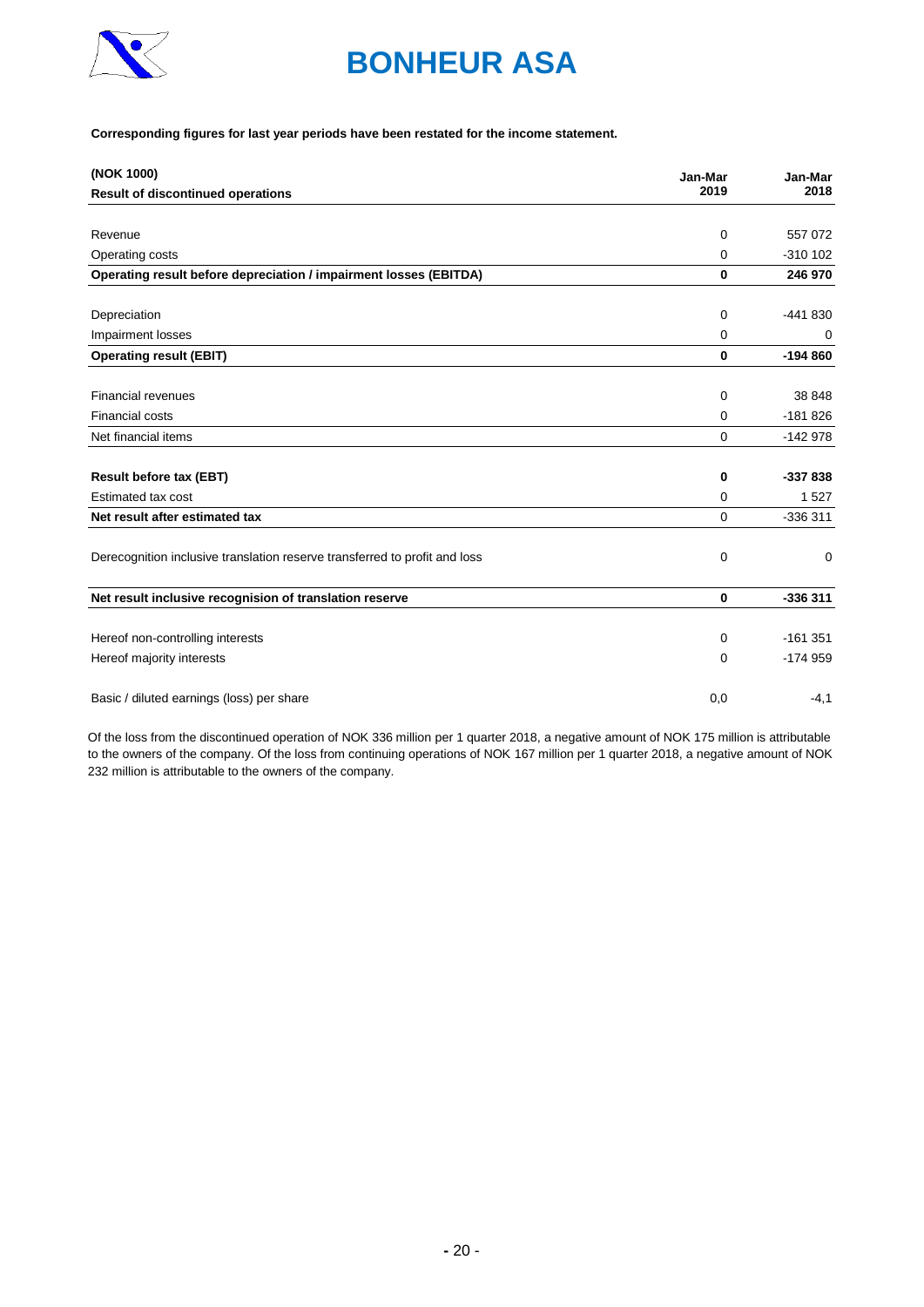# BONHEUR ASA

**Corresponding figures for last year periods have been restated for the income statement.**

| (NOK 1000) **Result of discontinued operations** | Jan-Mar 2019 | Jan-Mar 2018 |
|---|---|---|
| Revenue | 0 | 557 072 |
| Operating costs | 0 | -310 102 |
| **Operating result before depreciation / impairment losses (EBITDA)** | **0** | **246 970** |
| Depreciation | 0 | -441 830 |
| Impairment losses | 0 | 0 |
| **Operating result (EBIT)** | **0** | **-194 860** |
| Financial revenues | 0 | 38 848 |
| Financial costs | 0 | -181 826 |
| Net financial items | 0 | -142 978 |
| **Result before tax (EBT)** | **0** | **-337 838** |
| Estimated tax cost | 0 | 1 527 |
| **Net result after estimated tax** | 0 | -336 311 |
| Derecognition inclusive translation reserve transferred to profit and loss | 0 | 0 |
| **Net result inclusive recognision of translation reserve** | **0** | **-336 311** |
| Hereof non-controlling interests | 0 | -161 351 |
| Hereof majority interests | 0 | -174 959 |
| Basic / diluted earnings (loss) per share | 0,0 | -4,1 |

Of the loss from the discontinued operation of NOK 336 million per 1 quarter 2018, a negative amount of NOK 175 million is attributable to the owners of the company. Of the loss from continuing operations of NOK 167 million per 1 quarter 2018, a negative amount of NOK 232 million is attributable to the owners of the company.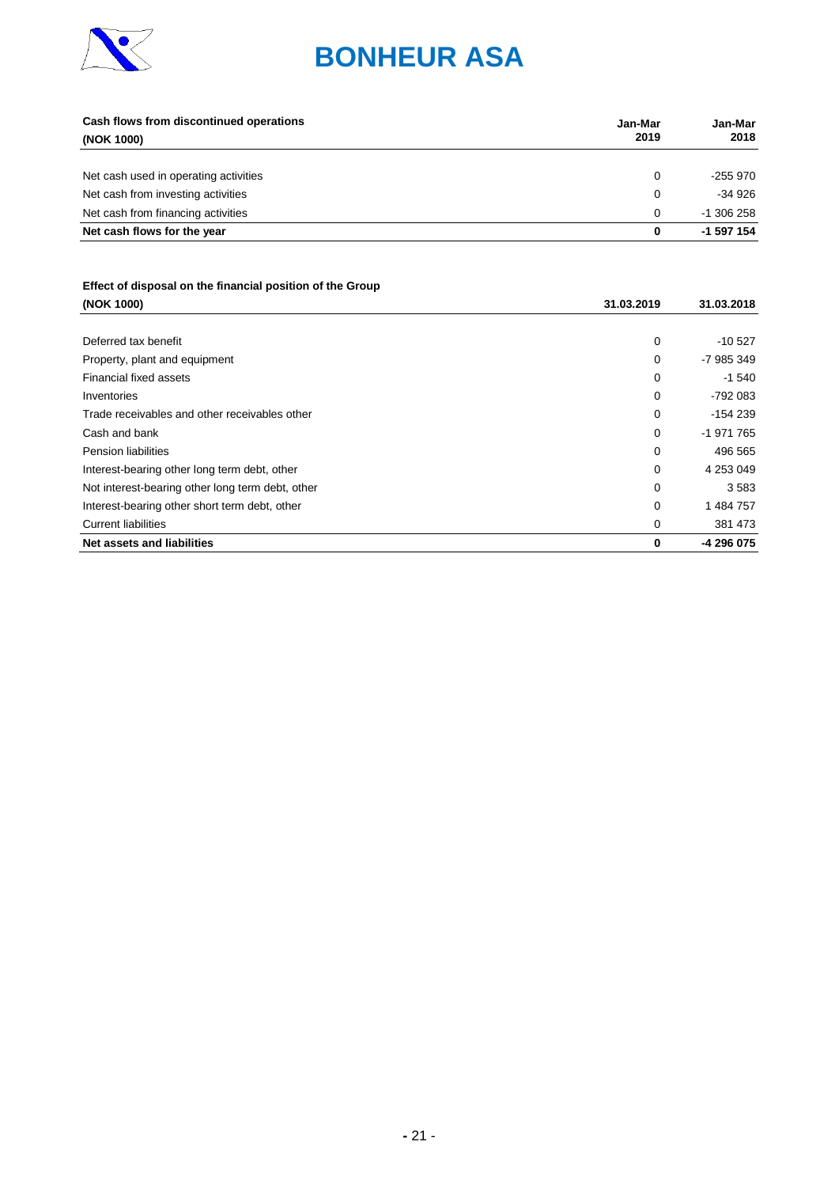| Cash flows from discontinued operations (NOK 1000) | Jan-Mar 2019 | Jan-Mar 2018 |
|---|---|---|
| Net cash used in operating activities | 0 | -255 970 |
| Net cash from investing activities | 0 | -34 926 |
| Net cash from financing activities | 0 | -1 306 258 |
| **Net cash flows for the year** | **0** | **-1 597 154** |

| Effect of disposal on the financial position of the Group (NOK 1000) | 31.03.2019 | 31.03.2018 |
|---|---|---|
| Deferred tax benefit | 0 | -10 527 |
| Property, plant and equipment | 0 | -7 985 349 |
| Financial fixed assets | 0 | -1 540 |
| Inventories | 0 | -792 083 |
| Trade receivables and other receivables other | 0 | -154 239 |
| Cash and bank | 0 | -1 971 765 |
| Pension liabilities | 0 | 496 565 |
| Interest-bearing other long term debt, other | 0 | 4 253 049 |
| Not interest-bearing other long term debt, other | 0 | 3 583 |
| Interest-bearing other short term debt, other | 0 | 1 484 757 |
| Current liabilities | 0 | 381 473 |
| **Net assets and liabilities** | **0** | **-4 296 075** |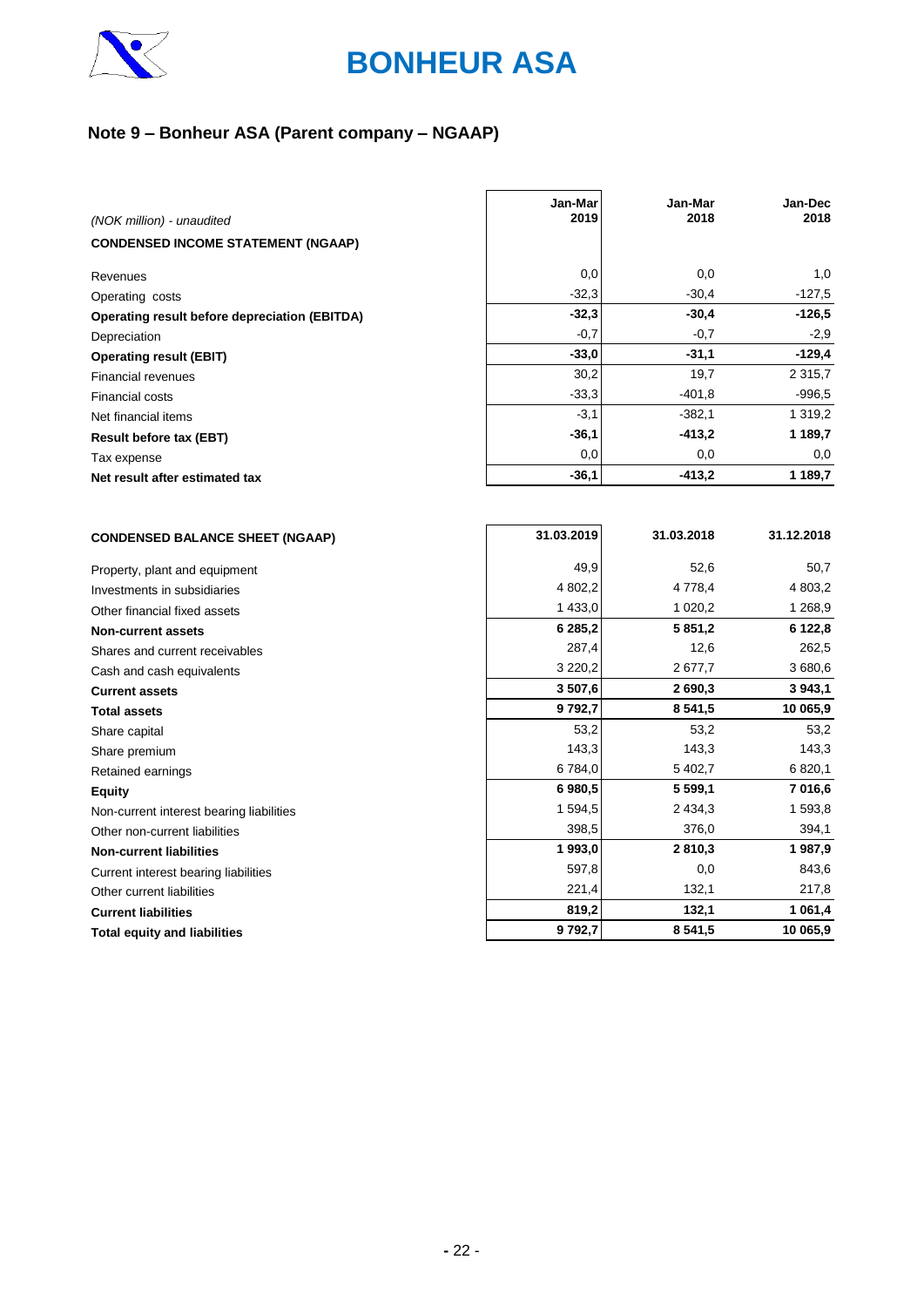# BONHEUR ASA

## Note 9 – Bonheur ASA (Parent company – NGAAP)

| *(NOK million) - unaudited* | Jan-Mar 2019 | Jan-Mar 2018 | Jan-Dec 2018 |
|---|---|---|---|
| **CONDENSED INCOME STATEMENT (NGAAP)** | | | |
| Revenues | 0,0 | 0,0 | 1,0 |
| Operating costs | -32,3 | -30,4 | -127,5 |
| **Operating result before depreciation (EBITDA)** | **-32,3** | **-30,4** | **-126,5** |
| Depreciation | -0,7 | -0,7 | -2,9 |
| **Operating result (EBIT)** | **-33,0** | **-31,1** | **-129,4** |
| Financial revenues | 30,2 | 19,7 | 2 315,7 |
| Financial costs | -33,3 | -401,8 | -996,5 |
| Net financial items | -3,1 | -382,1 | 1 319,2 |
| **Result before tax (EBT)** | **-36,1** | **-413,2** | **1 189,7** |
| Tax expense | 0,0 | 0,0 | 0,0 |
| **Net result after estimated tax** | **-36,1** | **-413,2** | **1 189,7** |

| **CONDENSED BALANCE SHEET (NGAAP)** | 31.03.2019 | 31.03.2018 | 31.12.2018 |
|---|---|---|---|
| Property, plant and equipment | 49,9 | 52,6 | 50,7 |
| Investments in subsidiaries | 4 802,2 | 4 778,4 | 4 803,2 |
| Other financial fixed assets | 1 433,0 | 1 020,2 | 1 268,9 |
| **Non-current assets** | **6 285,2** | **5 851,2** | **6 122,8** |
| Shares and current receivables | 287,4 | 12,6 | 262,5 |
| Cash and cash equivalents | 3 220,2 | 2 677,7 | 3 680,6 |
| **Current assets** | **3 507,6** | **2 690,3** | **3 943,1** |
| **Total assets** | **9 792,7** | **8 541,5** | **10 065,9** |
| Share capital | 53,2 | 53,2 | 53,2 |
| Share premium | 143,3 | 143,3 | 143,3 |
| Retained earnings | 6 784,0 | 5 402,7 | 6 820,1 |
| **Equity** | **6 980,5** | **5 599,1** | **7 016,6** |
| Non-current interest bearing liabilities | 1 594,5 | 2 434,3 | 1 593,8 |
| Other non-current liabilities | 398,5 | 376,0 | 394,1 |
| **Non-current liabilities** | **1 993,0** | **2 810,3** | **1 987,9** |
| Current interest bearing liabilities | 597,8 | 0,0 | 843,6 |
| Other current liabilities | 221,4 | 132,1 | 217,8 |
| **Current liabilities** | **819,2** | **132,1** | **1 061,4** |
| **Total equity and liabilities** | **9 792,7** | **8 541,5** | **10 065,9** |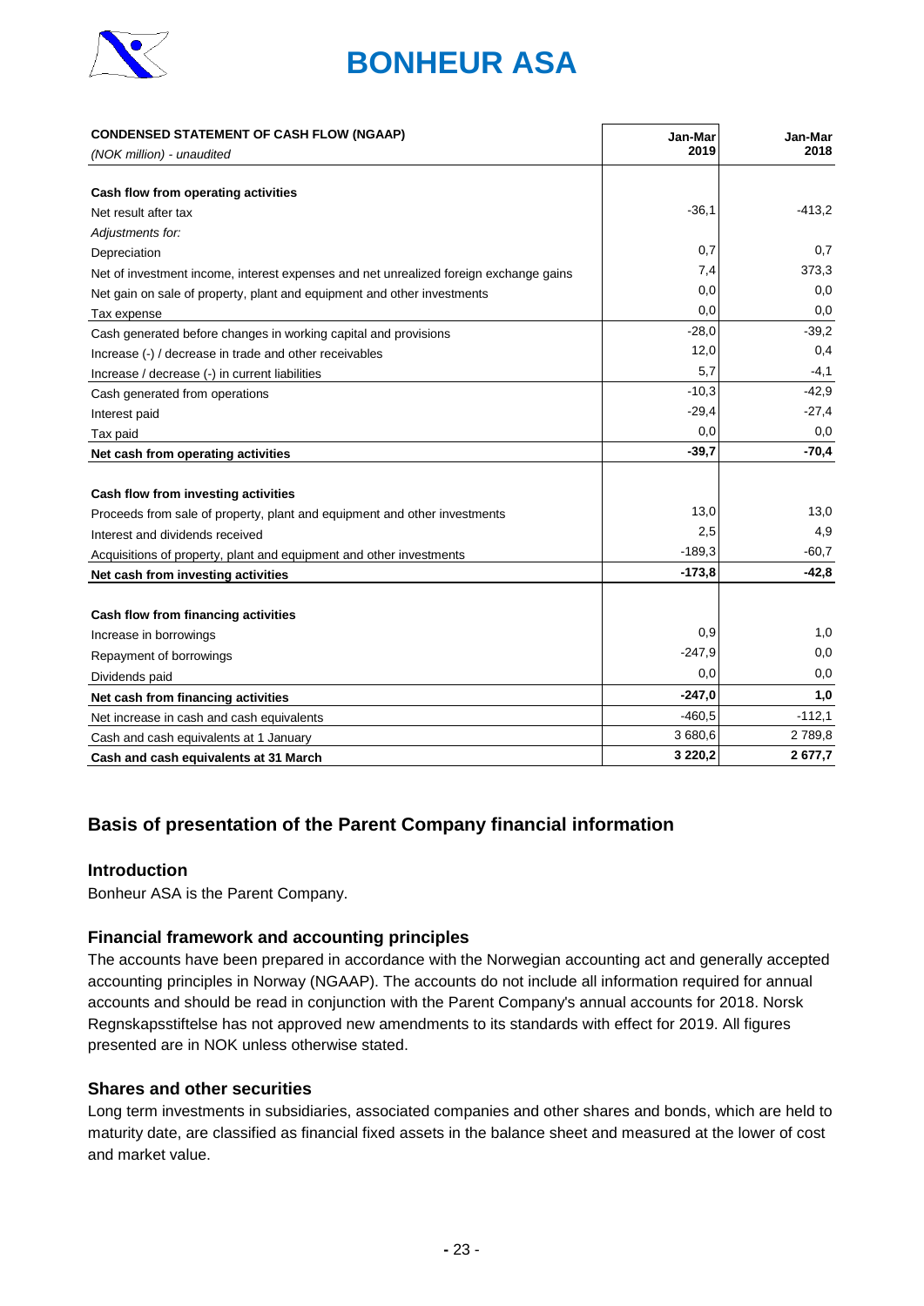# BONHEUR ASA

| **CONDENSED STATEMENT OF CASH FLOW (NGAAP)** *(NOK million) - unaudited* | **Jan-Mar 2019** | **Jan-Mar 2018** |
|---|---|---|
| **Cash flow from operating activities** | | |
| Net result after tax | -36,1 | -413,2 |
| *Adjustments for:* | | |
| Depreciation | 0,7 | 0,7 |
| Net of investment income, interest expenses and net unrealized foreign exchange gains | 7,4 | 373,3 |
| Net gain on sale of property, plant and equipment and other investments | 0,0 | 0,0 |
| Tax expense | 0,0 | 0,0 |
| Cash generated before changes in working capital and provisions | -28,0 | -39,2 |
| Increase (-) / decrease in trade and other receivables | 12,0 | 0,4 |
| Increase / decrease (-) in current liabilities | 5,7 | -4,1 |
| Cash generated from operations | -10,3 | -42,9 |
| Interest paid | -29,4 | -27,4 |
| Tax paid | 0,0 | 0,0 |
| **Net cash from operating activities** | **-39,7** | **-70,4** |
| **Cash flow from investing activities** | | |
| Proceeds from sale of property, plant and equipment and other investments | 13,0 | 13,0 |
| Interest and dividends received | 2,5 | 4,9 |
| Acquisitions of property, plant and equipment and other investments | -189,3 | -60,7 |
| **Net cash from investing activities** | **-173,8** | **-42,8** |
| **Cash flow from financing activities** | | |
| Increase in borrowings | 0,9 | 1,0 |
| Repayment of borrowings | -247,9 | 0,0 |
| Dividends paid | 0,0 | 0,0 |
| **Net cash from financing activities** | **-247,0** | **1,0** |
| Net increase in cash and cash equivalents | -460,5 | -112,1 |
| Cash and cash equivalents at 1 January | 3 680,6 | 2 789,8 |
| **Cash and cash equivalents at 31 March** | **3 220,2** | **2 677,7** |

## Basis of presentation of the Parent Company financial information

### Introduction

Bonheur ASA is the Parent Company.

### Financial framework and accounting principles

The accounts have been prepared in accordance with the Norwegian accounting act and generally accepted accounting principles in Norway (NGAAP). The accounts do not include all information required for annual accounts and should be read in conjunction with the Parent Company's annual accounts for 2018. Norsk Regnskapsstiftelse has not approved new amendments to its standards with effect for 2019. All figures presented are in NOK unless otherwise stated.

### Shares and other securities

Long term investments in subsidiaries, associated companies and other shares and bonds, which are held to maturity date, are classified as financial fixed assets in the balance sheet and measured at the lower of cost and market value.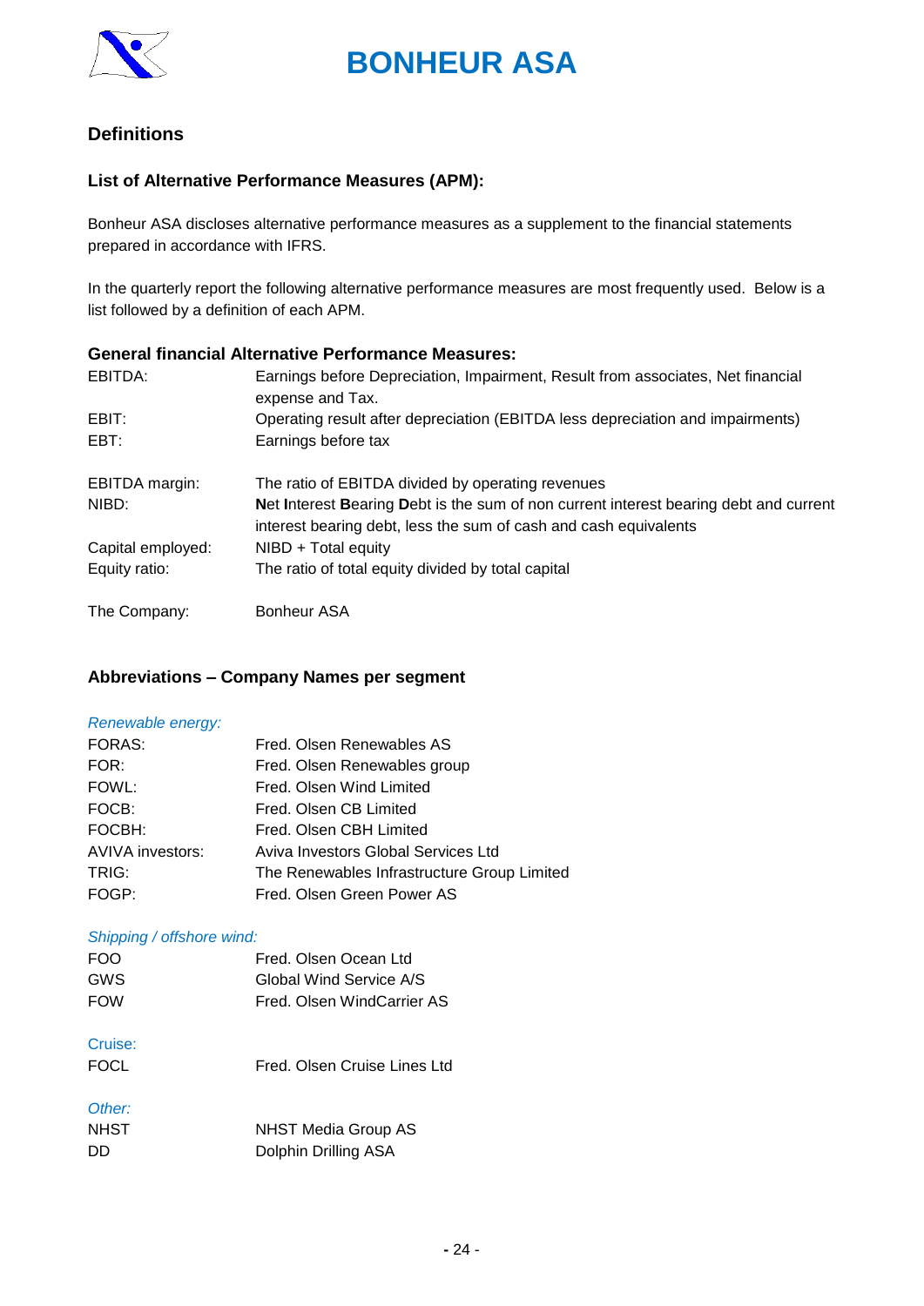# BONHEUR ASA

## Definitions

### List of Alternative Performance Measures (APM):

Bonheur ASA discloses alternative performance measures as a supplement to the financial statements prepared in accordance with IFRS.

In the quarterly report the following alternative performance measures are most frequently used. Below is a list followed by a definition of each APM.

### General financial Alternative Performance Measures:

| | |
|---|---|
| EBITDA: | Earnings before Depreciation, Impairment, Result from associates, Net financial expense and Tax. |
| EBIT: | Operating result after depreciation (EBITDA less depreciation and impairments) |
| EBT: | Earnings before tax |
| EBITDA margin: | The ratio of EBITDA divided by operating revenues |
| NIBD: | **N**et **I**nterest **B**earing **D**ebt is the sum of non current interest bearing debt and current interest bearing debt, less the sum of cash and cash equivalents |
| Capital employed: | NIBD + Total equity |
| Equity ratio: | The ratio of total equity divided by total capital |
| The Company: | Bonheur ASA |

### Abbreviations – Company Names per segment

*Renewable energy:*

| | |
|---|---|
| FORAS: | Fred. Olsen Renewables AS |
| FOR: | Fred. Olsen Renewables group |
| FOWL: | Fred. Olsen Wind Limited |
| FOCB: | Fred. Olsen CB Limited |
| FOCBH: | Fred. Olsen CBH Limited |
| AVIVA investors: | Aviva Investors Global Services Ltd |
| TRIG: | The Renewables Infrastructure Group Limited |
| FOGP: | Fred. Olsen Green Power AS |

*Shipping / offshore wind:*

| | |
|---|---|
| FOO | Fred. Olsen Ocean Ltd |
| GWS | Global Wind Service A/S |
| FOW | Fred. Olsen WindCarrier AS |

*Cruise:*

| | |
|---|---|
| FOCL | Fred. Olsen Cruise Lines Ltd |

*Other:*

| | |
|---|---|
| NHST | NHST Media Group AS |
| DD | Dolphin Drilling ASA |